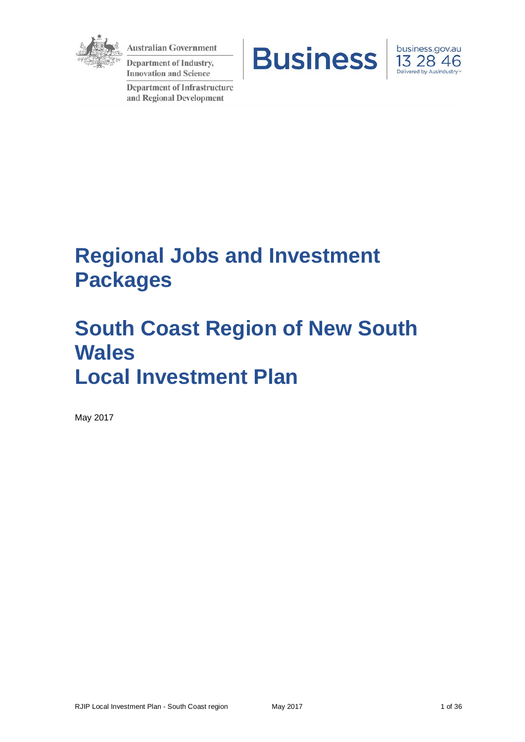Australian Government

Department of Industry, Innovation and Science

Department of Infrastructure and Regional Development

Business

business.gov.au
13 28 46
Delivered by AusIndustry

# Regional Jobs and Investment Packages

# South Coast Region of New South Wales
# Local Investment Plan

May 2017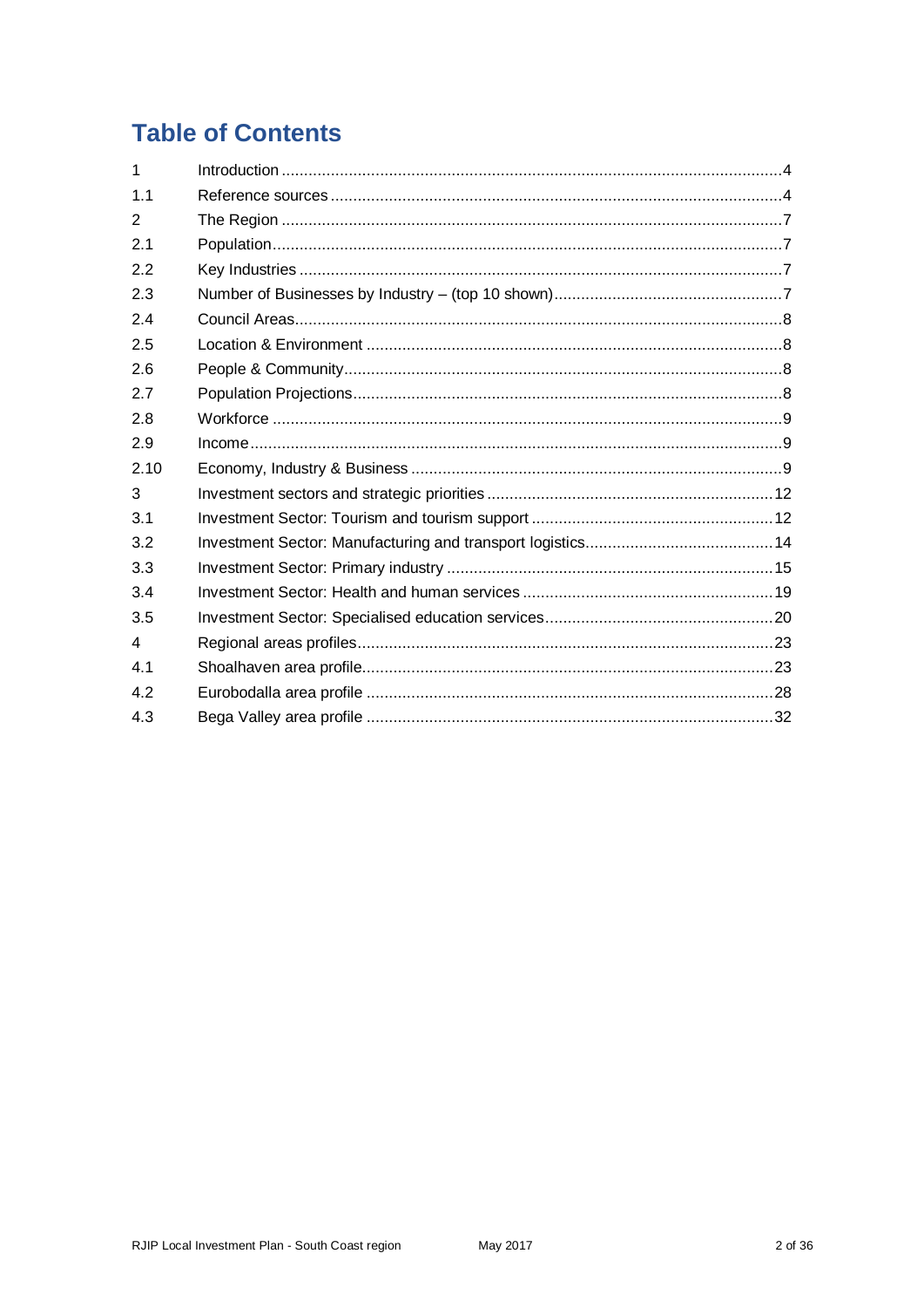# Table of Contents

| | | |
|---|---|---|
| 1 | Introduction | 4 |
| 1.1 | Reference sources | 4 |
| 2 | The Region | 7 |
| 2.1 | Population | 7 |
| 2.2 | Key Industries | 7 |
| 2.3 | Number of Businesses by Industry – (top 10 shown) | 7 |
| 2.4 | Council Areas | 8 |
| 2.5 | Location & Environment | 8 |
| 2.6 | People & Community | 8 |
| 2.7 | Population Projections | 8 |
| 2.8 | Workforce | 9 |
| 2.9 | Income | 9 |
| 2.10 | Economy, Industry & Business | 9 |
| 3 | Investment sectors and strategic priorities | 12 |
| 3.1 | Investment Sector: Tourism and tourism support | 12 |
| 3.2 | Investment Sector: Manufacturing and transport logistics | 14 |
| 3.3 | Investment Sector: Primary industry | 15 |
| 3.4 | Investment Sector: Health and human services | 19 |
| 3.5 | Investment Sector: Specialised education services | 20 |
| 4 | Regional areas profiles | 23 |
| 4.1 | Shoalhaven area profile | 23 |
| 4.2 | Eurobodalla area profile | 28 |
| 4.3 | Bega Valley area profile | 32 |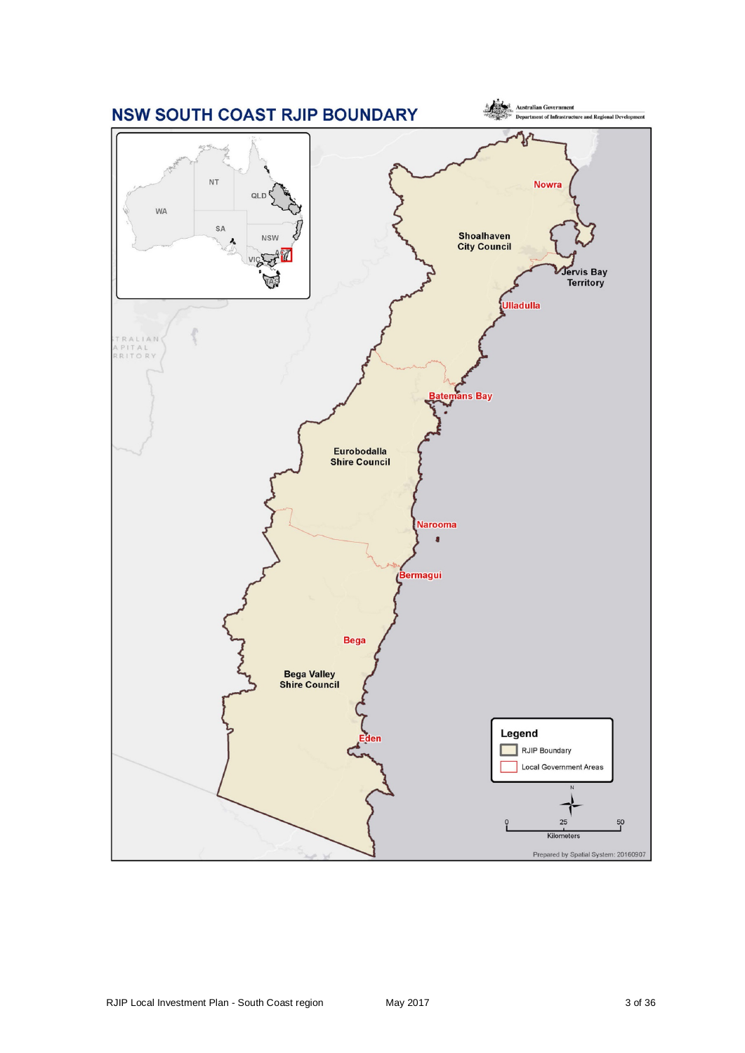# NSW SOUTH COAST RJIP BOUNDARY

Australian Government
Department of Infrastructure and Regional Development

Nowra

Shoalhaven City Council

Jervis Bay Territory

Ulladulla

Batemans Bay

Eurobodalla Shire Council

Narooma

Bermagui

Bega

Bega Valley Shire Council

Eden

Legend

RJIP Boundary

Local Government Areas

0 25 50

Kilometers

Prepared by Spatial System: 20160907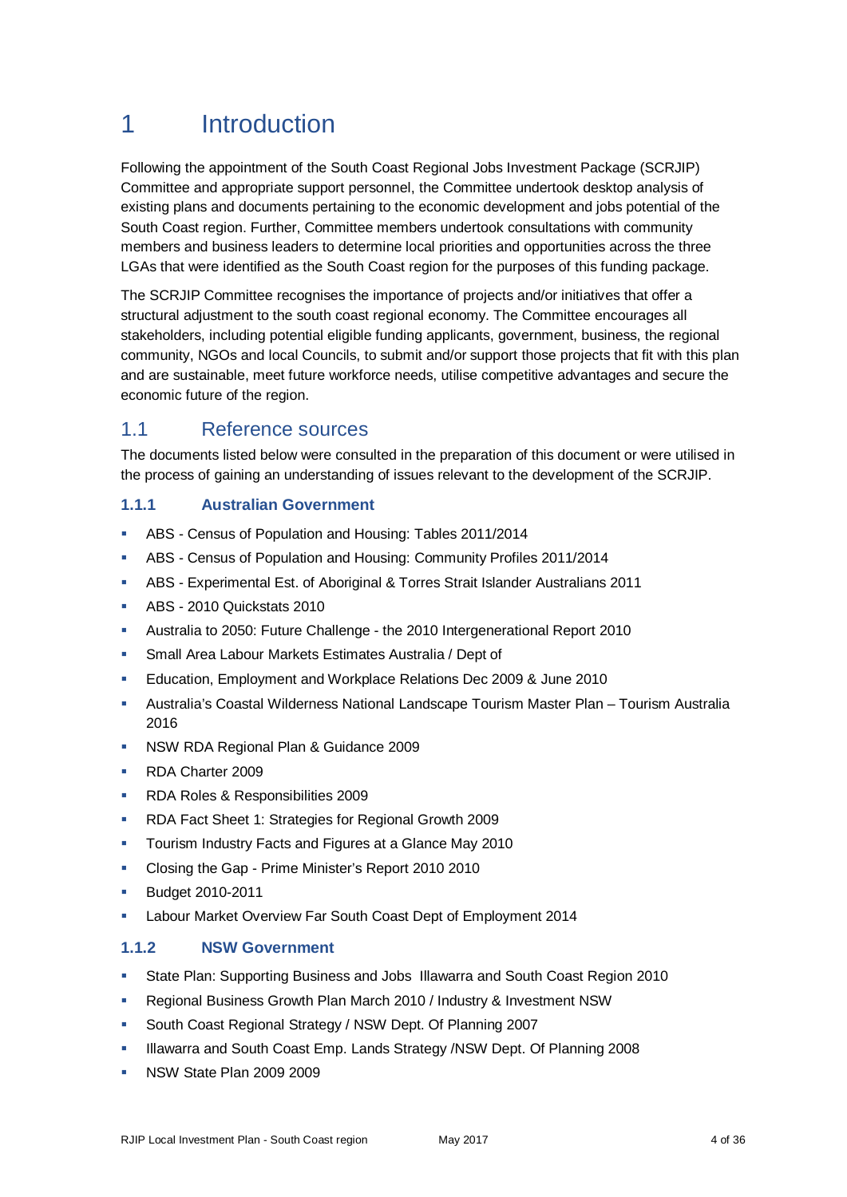# 1 Introduction

Following the appointment of the South Coast Regional Jobs Investment Package (SCRJIP) Committee and appropriate support personnel, the Committee undertook desktop analysis of existing plans and documents pertaining to the economic development and jobs potential of the South Coast region. Further, Committee members undertook consultations with community members and business leaders to determine local priorities and opportunities across the three LGAs that were identified as the South Coast region for the purposes of this funding package.

The SCRJIP Committee recognises the importance of projects and/or initiatives that offer a structural adjustment to the south coast regional economy. The Committee encourages all stakeholders, including potential eligible funding applicants, government, business, the regional community, NGOs and local Councils, to submit and/or support those projects that fit with this plan and are sustainable, meet future workforce needs, utilise competitive advantages and secure the economic future of the region.

## 1.1 Reference sources

The documents listed below were consulted in the preparation of this document or were utilised in the process of gaining an understanding of issues relevant to the development of the SCRJIP.

### 1.1.1 Australian Government

- ABS - Census of Population and Housing: Tables 2011/2014
- ABS - Census of Population and Housing: Community Profiles 2011/2014
- ABS - Experimental Est. of Aboriginal & Torres Strait Islander Australians 2011
- ABS - 2010 Quickstats 2010
- Australia to 2050: Future Challenge - the 2010 Intergenerational Report 2010
- Small Area Labour Markets Estimates Australia / Dept of
- Education, Employment and Workplace Relations Dec 2009 & June 2010
- Australia's Coastal Wilderness National Landscape Tourism Master Plan – Tourism Australia 2016
- NSW RDA Regional Plan & Guidance 2009
- RDA Charter 2009
- RDA Roles & Responsibilities 2009
- RDA Fact Sheet 1: Strategies for Regional Growth 2009
- Tourism Industry Facts and Figures at a Glance May 2010
- Closing the Gap - Prime Minister's Report 2010 2010
- Budget 2010-2011
- Labour Market Overview Far South Coast Dept of Employment 2014

### 1.1.2 NSW Government

- State Plan: Supporting Business and Jobs Illawarra and South Coast Region 2010
- Regional Business Growth Plan March 2010 / Industry & Investment NSW
- South Coast Regional Strategy / NSW Dept. Of Planning 2007
- Illawarra and South Coast Emp. Lands Strategy /NSW Dept. Of Planning 2008
- NSW State Plan 2009 2009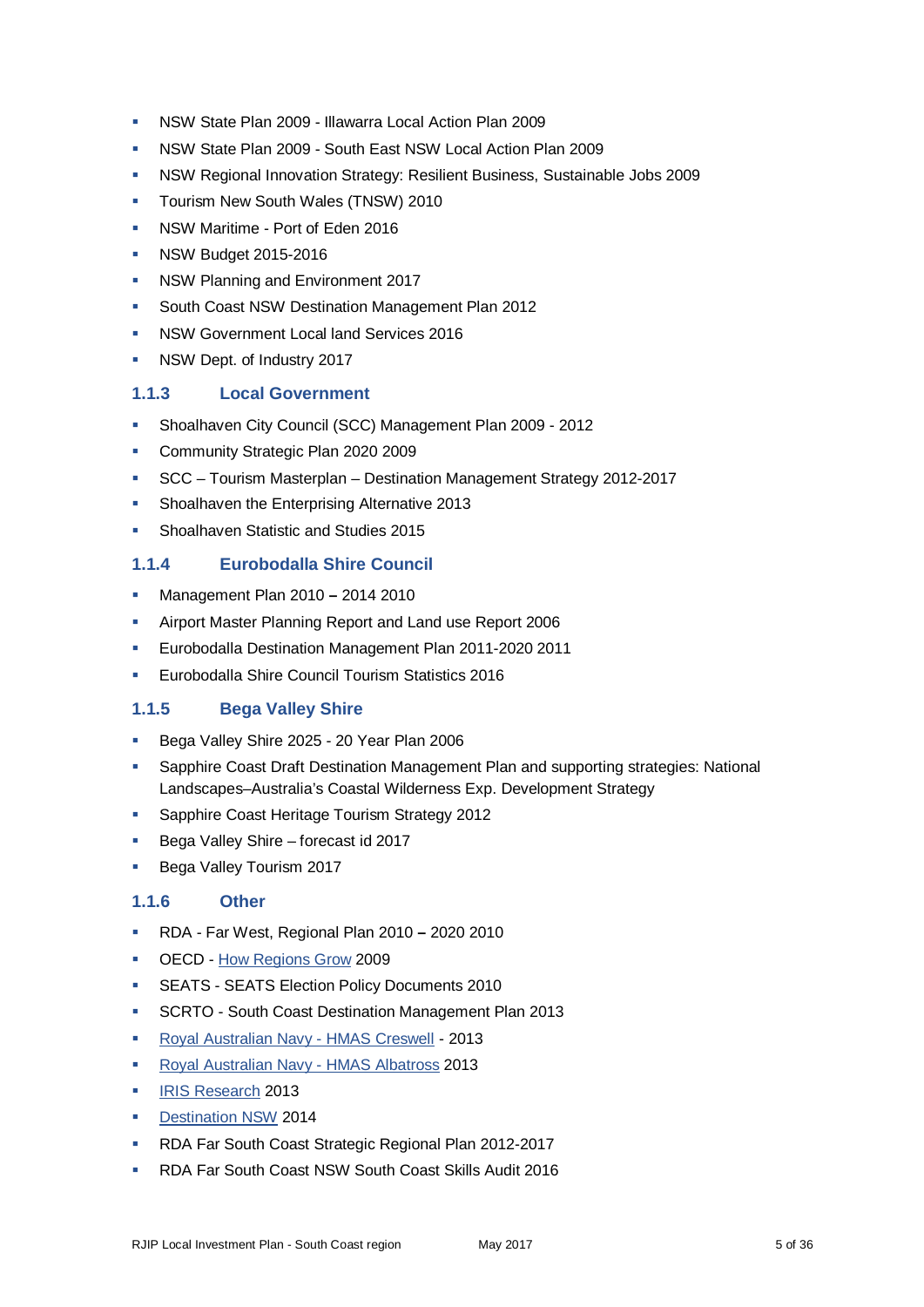- NSW State Plan 2009 - Illawarra Local Action Plan 2009
- NSW State Plan 2009 - South East NSW Local Action Plan 2009
- NSW Regional Innovation Strategy: Resilient Business, Sustainable Jobs 2009
- Tourism New South Wales (TNSW) 2010
- NSW Maritime - Port of Eden 2016
- NSW Budget 2015-2016
- NSW Planning and Environment 2017
- South Coast NSW Destination Management Plan 2012
- NSW Government Local land Services 2016
- NSW Dept. of Industry 2017

### 1.1.3 Local Government

- Shoalhaven City Council (SCC) Management Plan 2009 - 2012
- Community Strategic Plan 2020 2009
- SCC – Tourism Masterplan – Destination Management Strategy 2012-2017
- Shoalhaven the Enterprising Alternative 2013
- Shoalhaven Statistic and Studies 2015

### 1.1.4 Eurobodalla Shire Council

- Management Plan 2010 – 2014 2010
- Airport Master Planning Report and Land use Report 2006
- Eurobodalla Destination Management Plan 2011-2020 2011
- Eurobodalla Shire Council Tourism Statistics 2016

### 1.1.5 Bega Valley Shire

- Bega Valley Shire 2025 - 20 Year Plan 2006
- Sapphire Coast Draft Destination Management Plan and supporting strategies: National Landscapes–Australia's Coastal Wilderness Exp. Development Strategy
- Sapphire Coast Heritage Tourism Strategy 2012
- Bega Valley Shire – forecast id 2017
- Bega Valley Tourism 2017

### 1.1.6 Other

- RDA - Far West, Regional Plan 2010 – 2020 2010
- OECD - How Regions Grow 2009
- SEATS - SEATS Election Policy Documents 2010
- SCRTO - South Coast Destination Management Plan 2013
- Royal Australian Navy - HMAS Creswell - 2013
- Royal Australian Navy - HMAS Albatross 2013
- IRIS Research 2013
- Destination NSW 2014
- RDA Far South Coast Strategic Regional Plan 2012-2017
- RDA Far South Coast NSW South Coast Skills Audit 2016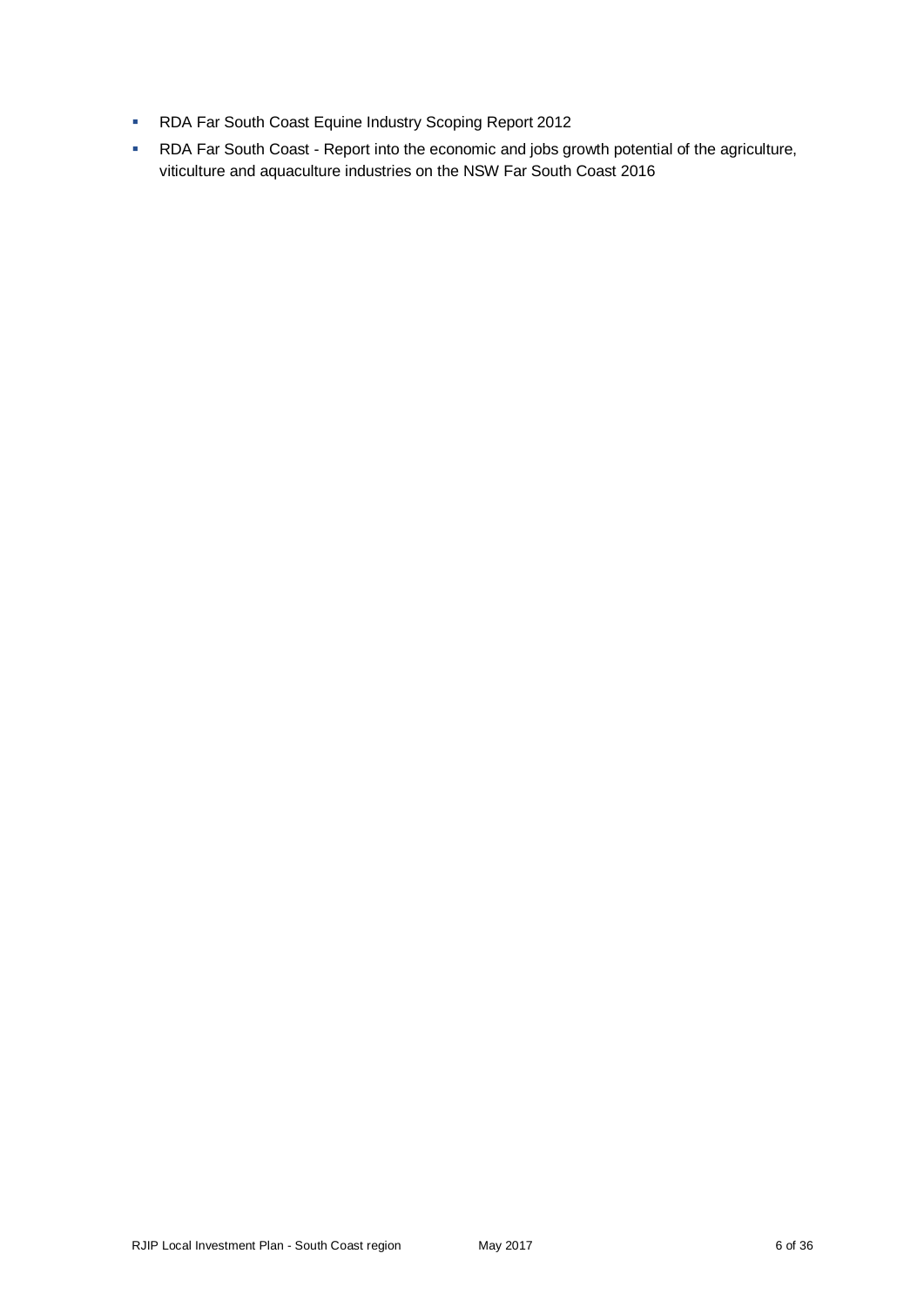- RDA Far South Coast Equine Industry Scoping Report 2012
- RDA Far South Coast - Report into the economic and jobs growth potential of the agriculture, viticulture and aquaculture industries on the NSW Far South Coast 2016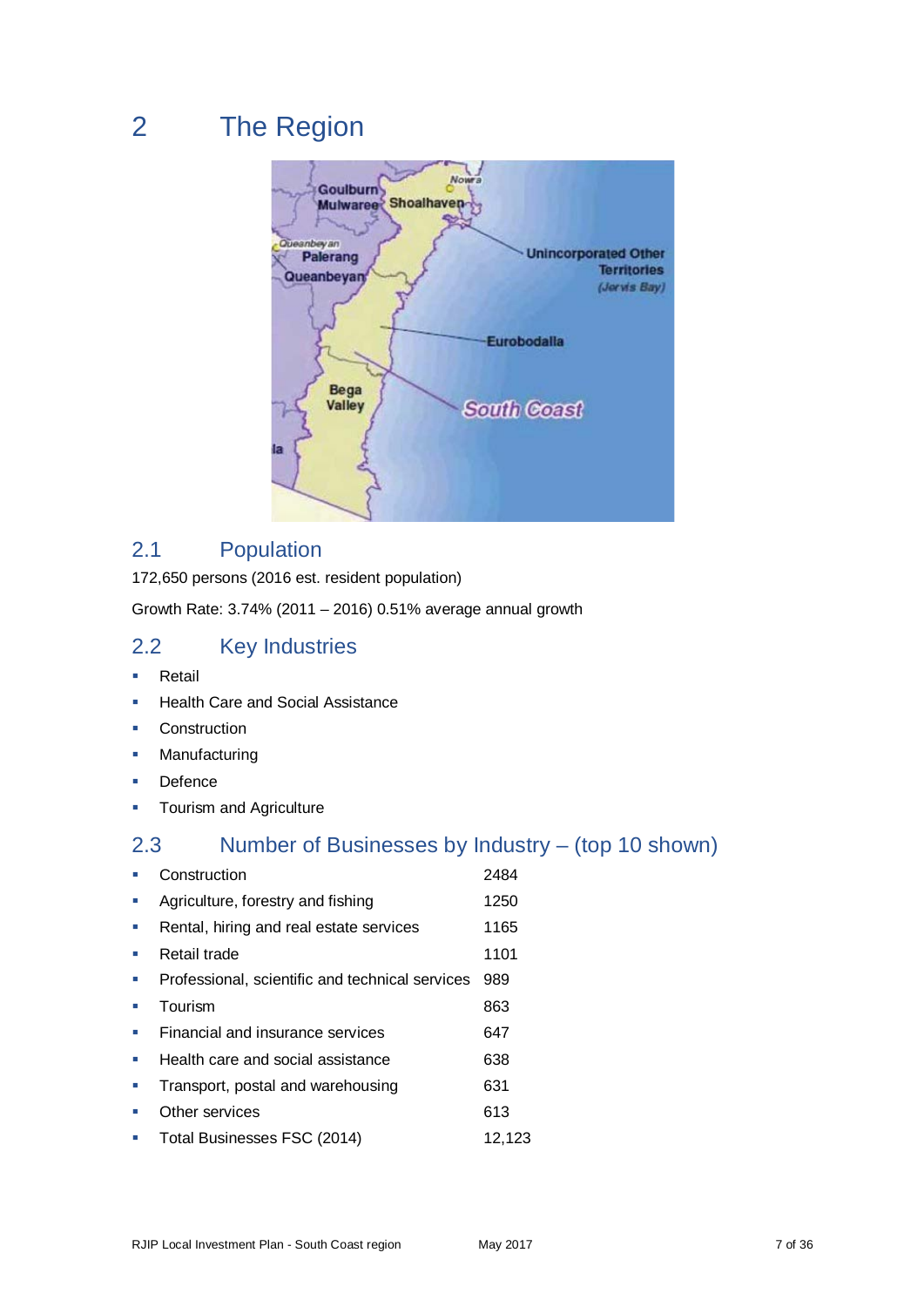# 2 The Region

## 2.1 Population

172,650 persons (2016 est. resident population)

Growth Rate: 3.74% (2011 – 2016) 0.51% average annual growth

## 2.2 Key Industries

- Retail
- Health Care and Social Assistance
- Construction
- Manufacturing
- Defence
- Tourism and Agriculture

## 2.3 Number of Businesses by Industry – (top 10 shown)

| Industry | Number |
| --- | --- |
| Construction | 2484 |
| Agriculture, forestry and fishing | 1250 |
| Rental, hiring and real estate services | 1165 |
| Retail trade | 1101 |
| Professional, scientific and technical services | 989 |
| Tourism | 863 |
| Financial and insurance services | 647 |
| Health care and social assistance | 638 |
| Transport, postal and warehousing | 631 |
| Other services | 613 |
| Total Businesses FSC (2014) | 12,123 |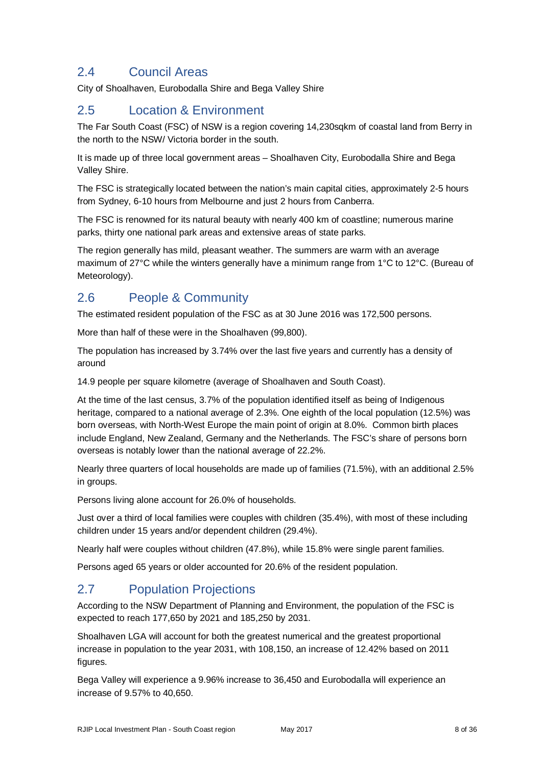## 2.4 Council Areas

City of Shoalhaven, Eurobodalla Shire and Bega Valley Shire

## 2.5 Location & Environment

The Far South Coast (FSC) of NSW is a region covering 14,230sqkm of coastal land from Berry in the north to the NSW/ Victoria border in the south.

It is made up of three local government areas – Shoalhaven City, Eurobodalla Shire and Bega Valley Shire.

The FSC is strategically located between the nation's main capital cities, approximately 2-5 hours from Sydney, 6-10 hours from Melbourne and just 2 hours from Canberra.

The FSC is renowned for its natural beauty with nearly 400 km of coastline; numerous marine parks, thirty one national park areas and extensive areas of state parks.

The region generally has mild, pleasant weather. The summers are warm with an average maximum of 27°C while the winters generally have a minimum range from 1°C to 12°C. (Bureau of Meteorology).

## 2.6 People & Community

The estimated resident population of the FSC as at 30 June 2016 was 172,500 persons.

More than half of these were in the Shoalhaven (99,800).

The population has increased by 3.74% over the last five years and currently has a density of around

14.9 people per square kilometre (average of Shoalhaven and South Coast).

At the time of the last census, 3.7% of the population identified itself as being of Indigenous heritage, compared to a national average of 2.3%. One eighth of the local population (12.5%) was born overseas, with North-West Europe the main point of origin at 8.0%. Common birth places include England, New Zealand, Germany and the Netherlands. The FSC's share of persons born overseas is notably lower than the national average of 22.2%.

Nearly three quarters of local households are made up of families (71.5%), with an additional 2.5% in groups.

Persons living alone account for 26.0% of households.

Just over a third of local families were couples with children (35.4%), with most of these including children under 15 years and/or dependent children (29.4%).

Nearly half were couples without children (47.8%), while 15.8% were single parent families.

Persons aged 65 years or older accounted for 20.6% of the resident population.

## 2.7 Population Projections

According to the NSW Department of Planning and Environment, the population of the FSC is expected to reach 177,650 by 2021 and 185,250 by 2031.

Shoalhaven LGA will account for both the greatest numerical and the greatest proportional increase in population to the year 2031, with 108,150, an increase of 12.42% based on 2011 figures.

Bega Valley will experience a 9.96% increase to 36,450 and Eurobodalla will experience an increase of 9.57% to 40,650.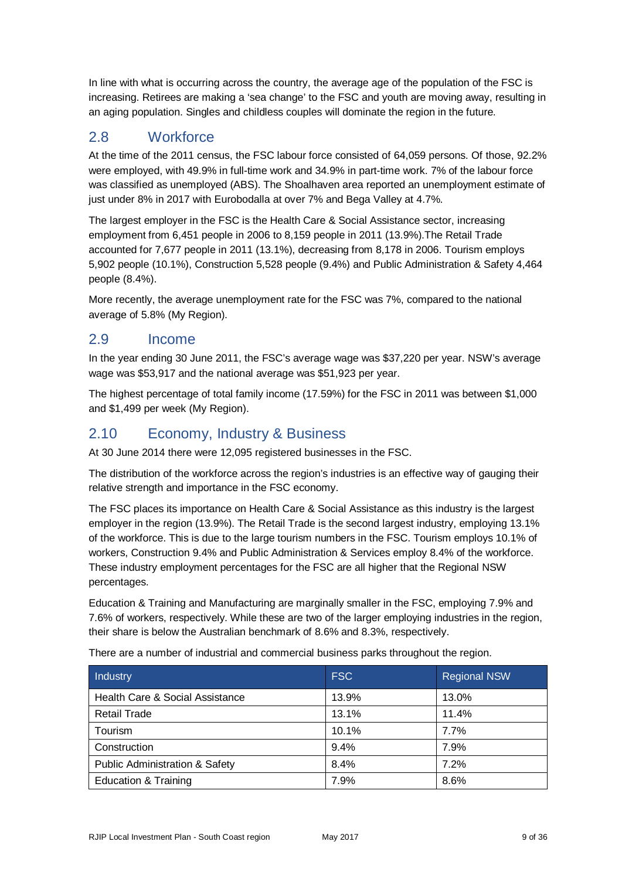In line with what is occurring across the country, the average age of the population of the FSC is increasing. Retirees are making a 'sea change' to the FSC and youth are moving away, resulting in an aging population. Singles and childless couples will dominate the region in the future.

## 2.8 Workforce

At the time of the 2011 census, the FSC labour force consisted of 64,059 persons. Of those, 92.2% were employed, with 49.9% in full-time work and 34.9% in part-time work. 7% of the labour force was classified as unemployed (ABS). The Shoalhaven area reported an unemployment estimate of just under 8% in 2017 with Eurobodalla at over 7% and Bega Valley at 4.7%.

The largest employer in the FSC is the Health Care & Social Assistance sector, increasing employment from 6,451 people in 2006 to 8,159 people in 2011 (13.9%).The Retail Trade accounted for 7,677 people in 2011 (13.1%), decreasing from 8,178 in 2006. Tourism employs 5,902 people (10.1%), Construction 5,528 people (9.4%) and Public Administration & Safety 4,464 people (8.4%).

More recently, the average unemployment rate for the FSC was 7%, compared to the national average of 5.8% (My Region).

## 2.9 Income

In the year ending 30 June 2011, the FSC's average wage was $37,220 per year. NSW's average wage was $53,917 and the national average was $51,923 per year.

The highest percentage of total family income (17.59%) for the FSC in 2011 was between $1,000 and $1,499 per week (My Region).

## 2.10 Economy, Industry & Business

At 30 June 2014 there were 12,095 registered businesses in the FSC.

The distribution of the workforce across the region's industries is an effective way of gauging their relative strength and importance in the FSC economy.

The FSC places its importance on Health Care & Social Assistance as this industry is the largest employer in the region (13.9%). The Retail Trade is the second largest industry, employing 13.1% of the workforce. This is due to the large tourism numbers in the FSC. Tourism employs 10.1% of workers, Construction 9.4% and Public Administration & Services employ 8.4% of the workforce. These industry employment percentages for the FSC are all higher that the Regional NSW percentages.

Education & Training and Manufacturing are marginally smaller in the FSC, employing 7.9% and 7.6% of workers, respectively. While these are two of the larger employing industries in the region, their share is below the Australian benchmark of 8.6% and 8.3%, respectively.

There are a number of industrial and commercial business parks throughout the region.

| Industry | FSC | Regional NSW |
|---|---|---|
| Health Care & Social Assistance | 13.9% | 13.0% |
| Retail Trade | 13.1% | 11.4% |
| Tourism | 10.1% | 7.7% |
| Construction | 9.4% | 7.9% |
| Public Administration & Safety | 8.4% | 7.2% |
| Education & Training | 7.9% | 8.6% |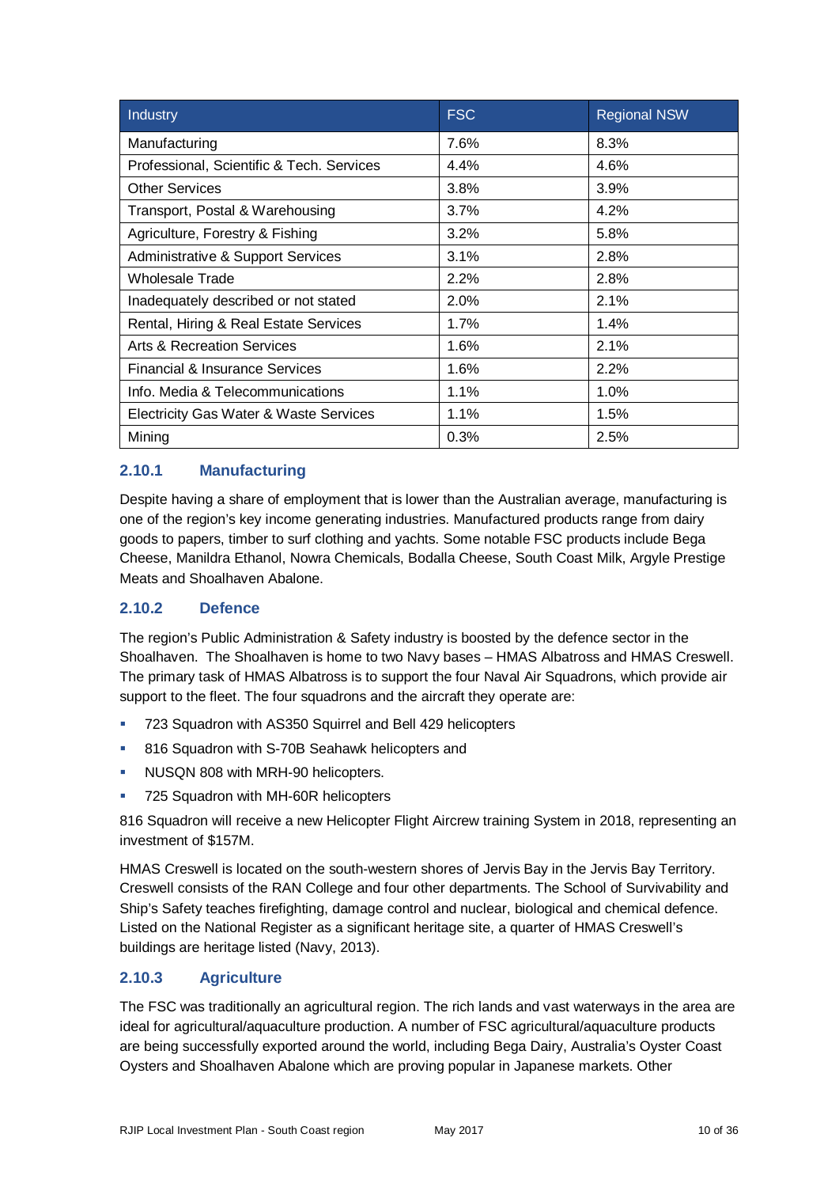| Industry | FSC | Regional NSW |
| --- | --- | --- |
| Manufacturing | 7.6% | 8.3% |
| Professional, Scientific & Tech. Services | 4.4% | 4.6% |
| Other Services | 3.8% | 3.9% |
| Transport, Postal & Warehousing | 3.7% | 4.2% |
| Agriculture, Forestry & Fishing | 3.2% | 5.8% |
| Administrative & Support Services | 3.1% | 2.8% |
| Wholesale Trade | 2.2% | 2.8% |
| Inadequately described or not stated | 2.0% | 2.1% |
| Rental, Hiring & Real Estate Services | 1.7% | 1.4% |
| Arts & Recreation Services | 1.6% | 2.1% |
| Financial & Insurance Services | 1.6% | 2.2% |
| Info. Media & Telecommunications | 1.1% | 1.0% |
| Electricity Gas Water & Waste Services | 1.1% | 1.5% |
| Mining | 0.3% | 2.5% |

### 2.10.1 Manufacturing

Despite having a share of employment that is lower than the Australian average, manufacturing is one of the region's key income generating industries. Manufactured products range from dairy goods to papers, timber to surf clothing and yachts. Some notable FSC products include Bega Cheese, Manildra Ethanol, Nowra Chemicals, Bodalla Cheese, South Coast Milk, Argyle Prestige Meats and Shoalhaven Abalone.

### 2.10.2 Defence

The region's Public Administration & Safety industry is boosted by the defence sector in the Shoalhaven. The Shoalhaven is home to two Navy bases – HMAS Albatross and HMAS Creswell. The primary task of HMAS Albatross is to support the four Naval Air Squadrons, which provide air support to the fleet. The four squadrons and the aircraft they operate are:

- 723 Squadron with AS350 Squirrel and Bell 429 helicopters
- 816 Squadron with S-70B Seahawk helicopters and
- NUSQN 808 with MRH-90 helicopters.
- 725 Squadron with MH-60R helicopters

816 Squadron will receive a new Helicopter Flight Aircrew training System in 2018, representing an investment of $157M.

HMAS Creswell is located on the south-western shores of Jervis Bay in the Jervis Bay Territory. Creswell consists of the RAN College and four other departments. The School of Survivability and Ship's Safety teaches firefighting, damage control and nuclear, biological and chemical defence. Listed on the National Register as a significant heritage site, a quarter of HMAS Creswell's buildings are heritage listed (Navy, 2013).

### 2.10.3 Agriculture

The FSC was traditionally an agricultural region. The rich lands and vast waterways in the area are ideal for agricultural/aquaculture production. A number of FSC agricultural/aquaculture products are being successfully exported around the world, including Bega Dairy, Australia's Oyster Coast Oysters and Shoalhaven Abalone which are proving popular in Japanese markets. Other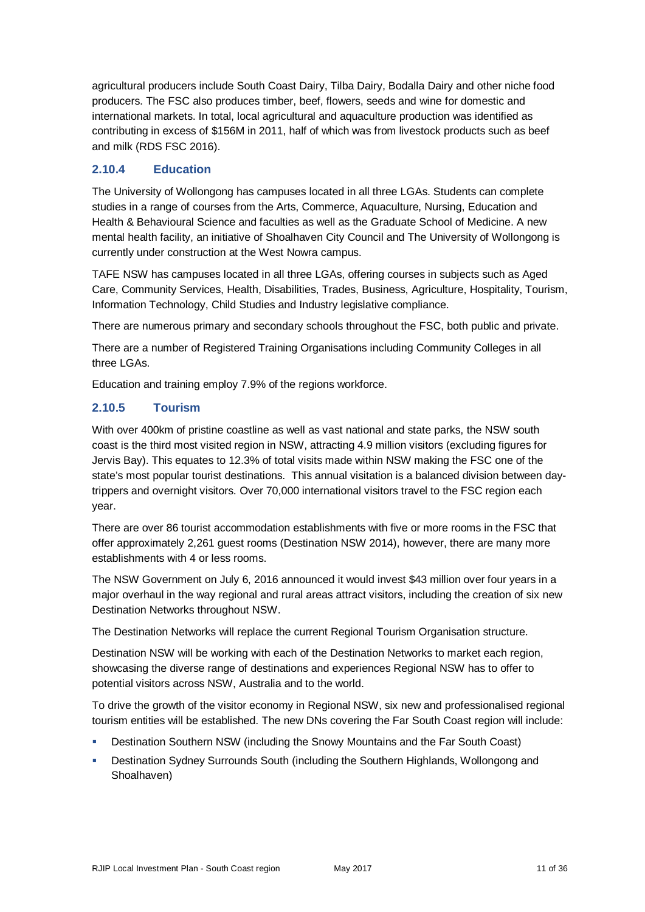agricultural producers include South Coast Dairy, Tilba Dairy, Bodalla Dairy and other niche food producers. The FSC also produces timber, beef, flowers, seeds and wine for domestic and international markets. In total, local agricultural and aquaculture production was identified as contributing in excess of \$156M in 2011, half of which was from livestock products such as beef and milk (RDS FSC 2016).

### 2.10.4 Education

The University of Wollongong has campuses located in all three LGAs. Students can complete studies in a range of courses from the Arts, Commerce, Aquaculture, Nursing, Education and Health & Behavioural Science and faculties as well as the Graduate School of Medicine. A new mental health facility, an initiative of Shoalhaven City Council and The University of Wollongong is currently under construction at the West Nowra campus.

TAFE NSW has campuses located in all three LGAs, offering courses in subjects such as Aged Care, Community Services, Health, Disabilities, Trades, Business, Agriculture, Hospitality, Tourism, Information Technology, Child Studies and Industry legislative compliance.

There are numerous primary and secondary schools throughout the FSC, both public and private.

There are a number of Registered Training Organisations including Community Colleges in all three LGAs.

Education and training employ 7.9% of the regions workforce.

### 2.10.5 Tourism

With over 400km of pristine coastline as well as vast national and state parks, the NSW south coast is the third most visited region in NSW, attracting 4.9 million visitors (excluding figures for Jervis Bay). This equates to 12.3% of total visits made within NSW making the FSC one of the state's most popular tourist destinations. This annual visitation is a balanced division between day-trippers and overnight visitors. Over 70,000 international visitors travel to the FSC region each year.

There are over 86 tourist accommodation establishments with five or more rooms in the FSC that offer approximately 2,261 guest rooms (Destination NSW 2014), however, there are many more establishments with 4 or less rooms.

The NSW Government on July 6, 2016 announced it would invest \$43 million over four years in a major overhaul in the way regional and rural areas attract visitors, including the creation of six new Destination Networks throughout NSW.

The Destination Networks will replace the current Regional Tourism Organisation structure.

Destination NSW will be working with each of the Destination Networks to market each region, showcasing the diverse range of destinations and experiences Regional NSW has to offer to potential visitors across NSW, Australia and to the world.

To drive the growth of the visitor economy in Regional NSW, six new and professionalised regional tourism entities will be established. The new DNs covering the Far South Coast region will include:

- Destination Southern NSW (including the Snowy Mountains and the Far South Coast)
- Destination Sydney Surrounds South (including the Southern Highlands, Wollongong and Shoalhaven)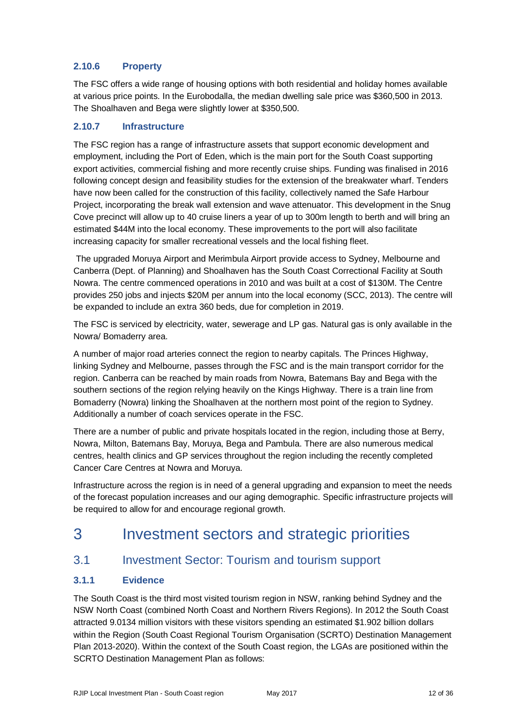### 2.10.6 Property

The FSC offers a wide range of housing options with both residential and holiday homes available at various price points. In the Eurobodalla, the median dwelling sale price was $360,500 in 2013. The Shoalhaven and Bega were slightly lower at $350,500.

### 2.10.7 Infrastructure

The FSC region has a range of infrastructure assets that support economic development and employment, including the Port of Eden, which is the main port for the South Coast supporting export activities, commercial fishing and more recently cruise ships. Funding was finalised in 2016 following concept design and feasibility studies for the extension of the breakwater wharf. Tenders have now been called for the construction of this facility, collectively named the Safe Harbour Project, incorporating the break wall extension and wave attenuator. This development in the Snug Cove precinct will allow up to 40 cruise liners a year of up to 300m length to berth and will bring an estimated $44M into the local economy. These improvements to the port will also facilitate increasing capacity for smaller recreational vessels and the local fishing fleet.

The upgraded Moruya Airport and Merimbula Airport provide access to Sydney, Melbourne and Canberra (Dept. of Planning) and Shoalhaven has the South Coast Correctional Facility at South Nowra. The centre commenced operations in 2010 and was built at a cost of $130M. The Centre provides 250 jobs and injects $20M per annum into the local economy (SCC, 2013). The centre will be expanded to include an extra 360 beds, due for completion in 2019.

The FSC is serviced by electricity, water, sewerage and LP gas. Natural gas is only available in the Nowra/ Bomaderry area.

A number of major road arteries connect the region to nearby capitals. The Princes Highway, linking Sydney and Melbourne, passes through the FSC and is the main transport corridor for the region. Canberra can be reached by main roads from Nowra, Batemans Bay and Bega with the southern sections of the region relying heavily on the Kings Highway. There is a train line from Bomaderry (Nowra) linking the Shoalhaven at the northern most point of the region to Sydney. Additionally a number of coach services operate in the FSC.

There are a number of public and private hospitals located in the region, including those at Berry, Nowra, Milton, Batemans Bay, Moruya, Bega and Pambula. There are also numerous medical centres, health clinics and GP services throughout the region including the recently completed Cancer Care Centres at Nowra and Moruya.

Infrastructure across the region is in need of a general upgrading and expansion to meet the needs of the forecast population increases and our aging demographic. Specific infrastructure projects will be required to allow for and encourage regional growth.

# 3 Investment sectors and strategic priorities

## 3.1 Investment Sector: Tourism and tourism support

### 3.1.1 Evidence

The South Coast is the third most visited tourism region in NSW, ranking behind Sydney and the NSW North Coast (combined North Coast and Northern Rivers Regions). In 2012 the South Coast attracted 9.0134 million visitors with these visitors spending an estimated $1.902 billion dollars within the Region (South Coast Regional Tourism Organisation (SCRTO) Destination Management Plan 2013-2020). Within the context of the South Coast region, the LGAs are positioned within the SCRTO Destination Management Plan as follows: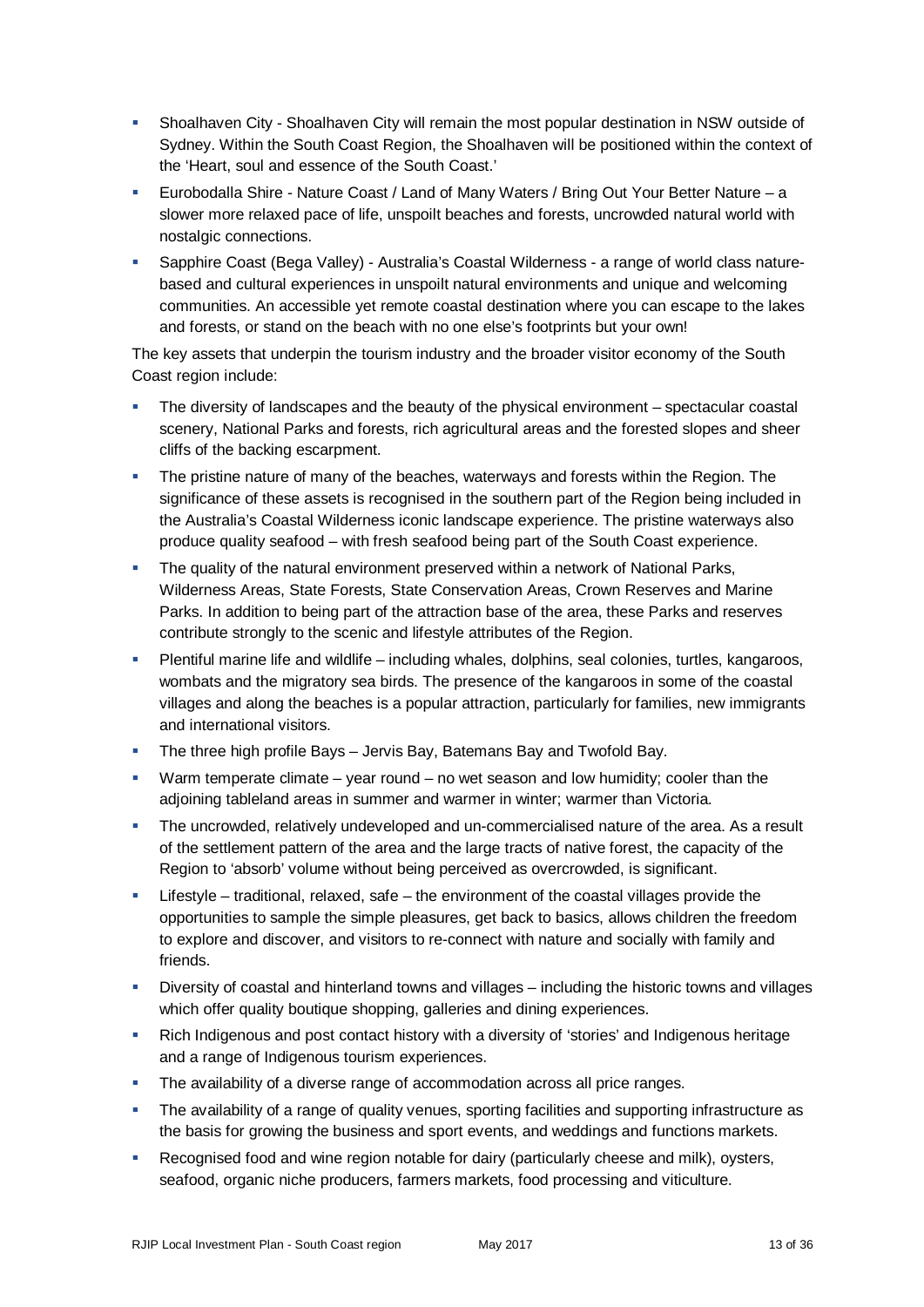- Shoalhaven City - Shoalhaven City will remain the most popular destination in NSW outside of Sydney. Within the South Coast Region, the Shoalhaven will be positioned within the context of the 'Heart, soul and essence of the South Coast.'
- Eurobodalla Shire - Nature Coast / Land of Many Waters / Bring Out Your Better Nature – a slower more relaxed pace of life, unspoilt beaches and forests, uncrowded natural world with nostalgic connections.
- Sapphire Coast (Bega Valley) - Australia's Coastal Wilderness - a range of world class nature-based and cultural experiences in unspoilt natural environments and unique and welcoming communities. An accessible yet remote coastal destination where you can escape to the lakes and forests, or stand on the beach with no one else's footprints but your own!

The key assets that underpin the tourism industry and the broader visitor economy of the South Coast region include:

- The diversity of landscapes and the beauty of the physical environment – spectacular coastal scenery, National Parks and forests, rich agricultural areas and the forested slopes and sheer cliffs of the backing escarpment.
- The pristine nature of many of the beaches, waterways and forests within the Region. The significance of these assets is recognised in the southern part of the Region being included in the Australia's Coastal Wilderness iconic landscape experience. The pristine waterways also produce quality seafood – with fresh seafood being part of the South Coast experience.
- The quality of the natural environment preserved within a network of National Parks, Wilderness Areas, State Forests, State Conservation Areas, Crown Reserves and Marine Parks. In addition to being part of the attraction base of the area, these Parks and reserves contribute strongly to the scenic and lifestyle attributes of the Region.
- Plentiful marine life and wildlife – including whales, dolphins, seal colonies, turtles, kangaroos, wombats and the migratory sea birds. The presence of the kangaroos in some of the coastal villages and along the beaches is a popular attraction, particularly for families, new immigrants and international visitors.
- The three high profile Bays – Jervis Bay, Batemans Bay and Twofold Bay.
- Warm temperate climate – year round – no wet season and low humidity; cooler than the adjoining tableland areas in summer and warmer in winter; warmer than Victoria.
- The uncrowded, relatively undeveloped and un-commercialised nature of the area. As a result of the settlement pattern of the area and the large tracts of native forest, the capacity of the Region to 'absorb' volume without being perceived as overcrowded, is significant.
- Lifestyle – traditional, relaxed, safe – the environment of the coastal villages provide the opportunities to sample the simple pleasures, get back to basics, allows children the freedom to explore and discover, and visitors to re-connect with nature and socially with family and friends.
- Diversity of coastal and hinterland towns and villages – including the historic towns and villages which offer quality boutique shopping, galleries and dining experiences.
- Rich Indigenous and post contact history with a diversity of 'stories' and Indigenous heritage and a range of Indigenous tourism experiences.
- The availability of a diverse range of accommodation across all price ranges.
- The availability of a range of quality venues, sporting facilities and supporting infrastructure as the basis for growing the business and sport events, and weddings and functions markets.
- Recognised food and wine region notable for dairy (particularly cheese and milk), oysters, seafood, organic niche producers, farmers markets, food processing and viticulture.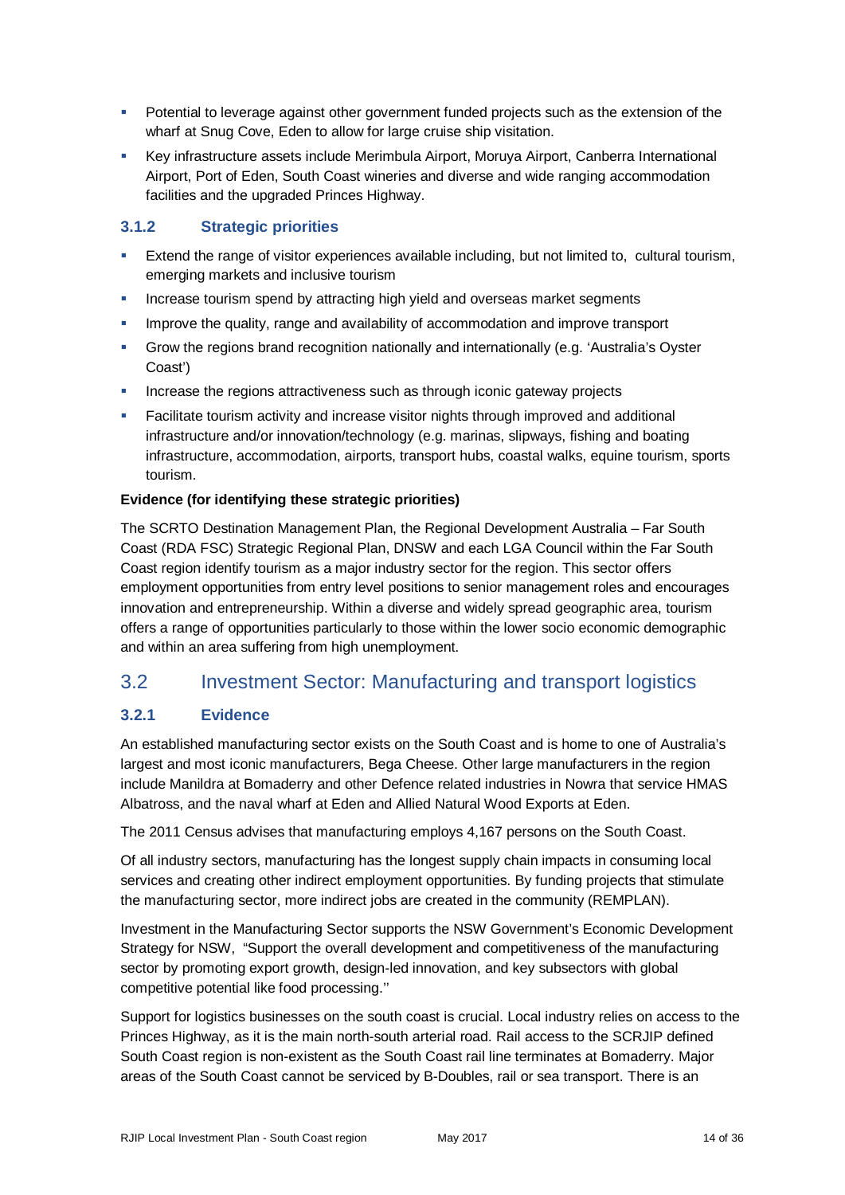- Potential to leverage against other government funded projects such as the extension of the wharf at Snug Cove, Eden to allow for large cruise ship visitation.
- Key infrastructure assets include Merimbula Airport, Moruya Airport, Canberra International Airport, Port of Eden, South Coast wineries and diverse and wide ranging accommodation facilities and the upgraded Princes Highway.

### 3.1.2 Strategic priorities

- Extend the range of visitor experiences available including, but not limited to, cultural tourism, emerging markets and inclusive tourism
- Increase tourism spend by attracting high yield and overseas market segments
- Improve the quality, range and availability of accommodation and improve transport
- Grow the regions brand recognition nationally and internationally (e.g. 'Australia's Oyster Coast')
- Increase the regions attractiveness such as through iconic gateway projects
- Facilitate tourism activity and increase visitor nights through improved and additional infrastructure and/or innovation/technology (e.g. marinas, slipways, fishing and boating infrastructure, accommodation, airports, transport hubs, coastal walks, equine tourism, sports tourism.

**Evidence (for identifying these strategic priorities)**

The SCRTO Destination Management Plan, the Regional Development Australia – Far South Coast (RDA FSC) Strategic Regional Plan, DNSW and each LGA Council within the Far South Coast region identify tourism as a major industry sector for the region. This sector offers employment opportunities from entry level positions to senior management roles and encourages innovation and entrepreneurship. Within a diverse and widely spread geographic area, tourism offers a range of opportunities particularly to those within the lower socio economic demographic and within an area suffering from high unemployment.

## 3.2 Investment Sector: Manufacturing and transport logistics

### 3.2.1 Evidence

An established manufacturing sector exists on the South Coast and is home to one of Australia's largest and most iconic manufacturers, Bega Cheese. Other large manufacturers in the region include Manildra at Bomaderry and other Defence related industries in Nowra that service HMAS Albatross, and the naval wharf at Eden and Allied Natural Wood Exports at Eden.

The 2011 Census advises that manufacturing employs 4,167 persons on the South Coast.

Of all industry sectors, manufacturing has the longest supply chain impacts in consuming local services and creating other indirect employment opportunities. By funding projects that stimulate the manufacturing sector, more indirect jobs are created in the community (REMPLAN).

Investment in the Manufacturing Sector supports the NSW Government's Economic Development Strategy for NSW, "Support the overall development and competitiveness of the manufacturing sector by promoting export growth, design-led innovation, and key subsectors with global competitive potential like food processing.''

Support for logistics businesses on the south coast is crucial. Local industry relies on access to the Princes Highway, as it is the main north-south arterial road. Rail access to the SCRJIP defined South Coast region is non-existent as the South Coast rail line terminates at Bomaderry. Major areas of the South Coast cannot be serviced by B-Doubles, rail or sea transport. There is an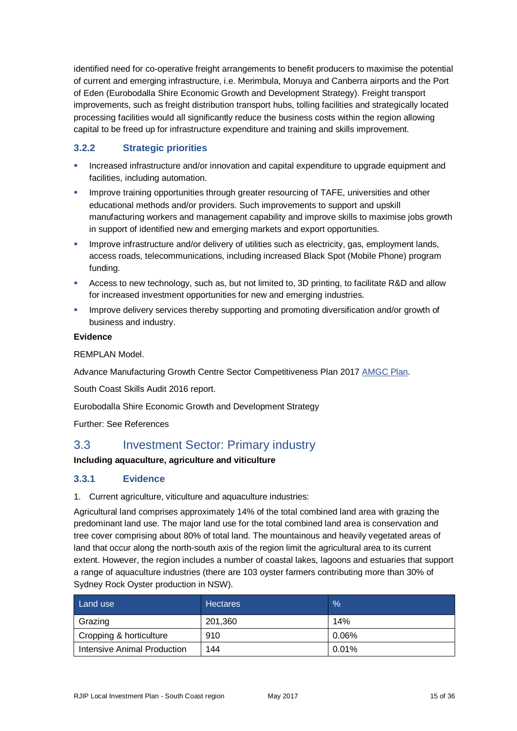identified need for co-operative freight arrangements to benefit producers to maximise the potential of current and emerging infrastructure, i.e. Merimbula, Moruya and Canberra airports and the Port of Eden (Eurobodalla Shire Economic Growth and Development Strategy). Freight transport improvements, such as freight distribution transport hubs, tolling facilities and strategically located processing facilities would all significantly reduce the business costs within the region allowing capital to be freed up for infrastructure expenditure and training and skills improvement.

### 3.2.2 Strategic priorities

- Increased infrastructure and/or innovation and capital expenditure to upgrade equipment and facilities, including automation.
- Improve training opportunities through greater resourcing of TAFE, universities and other educational methods and/or providers. Such improvements to support and upskill manufacturing workers and management capability and improve skills to maximise jobs growth in support of identified new and emerging markets and export opportunities.
- Improve infrastructure and/or delivery of utilities such as electricity, gas, employment lands, access roads, telecommunications, including increased Black Spot (Mobile Phone) program funding.
- Access to new technology, such as, but not limited to, 3D printing, to facilitate R&D and allow for increased investment opportunities for new and emerging industries.
- Improve delivery services thereby supporting and promoting diversification and/or growth of business and industry.

**Evidence**

REMPLAN Model.

Advance Manufacturing Growth Centre Sector Competitiveness Plan 2017 AMGC Plan.

South Coast Skills Audit 2016 report.

Eurobodalla Shire Economic Growth and Development Strategy

Further: See References

## 3.3 Investment Sector: Primary industry

**Including aquaculture, agriculture and viticulture**

### 3.3.1 Evidence

1. Current agriculture, viticulture and aquaculture industries:

Agricultural land comprises approximately 14% of the total combined land area with grazing the predominant land use. The major land use for the total combined land area is conservation and tree cover comprising about 80% of total land. The mountainous and heavily vegetated areas of land that occur along the north-south axis of the region limit the agricultural area to its current extent. However, the region includes a number of coastal lakes, lagoons and estuaries that support a range of aquaculture industries (there are 103 oyster farmers contributing more than 30% of Sydney Rock Oyster production in NSW).

| Land use | Hectares | % |
|---|---|---|
| Grazing | 201,360 | 14% |
| Cropping & horticulture | 910 | 0.06% |
| Intensive Animal Production | 144 | 0.01% |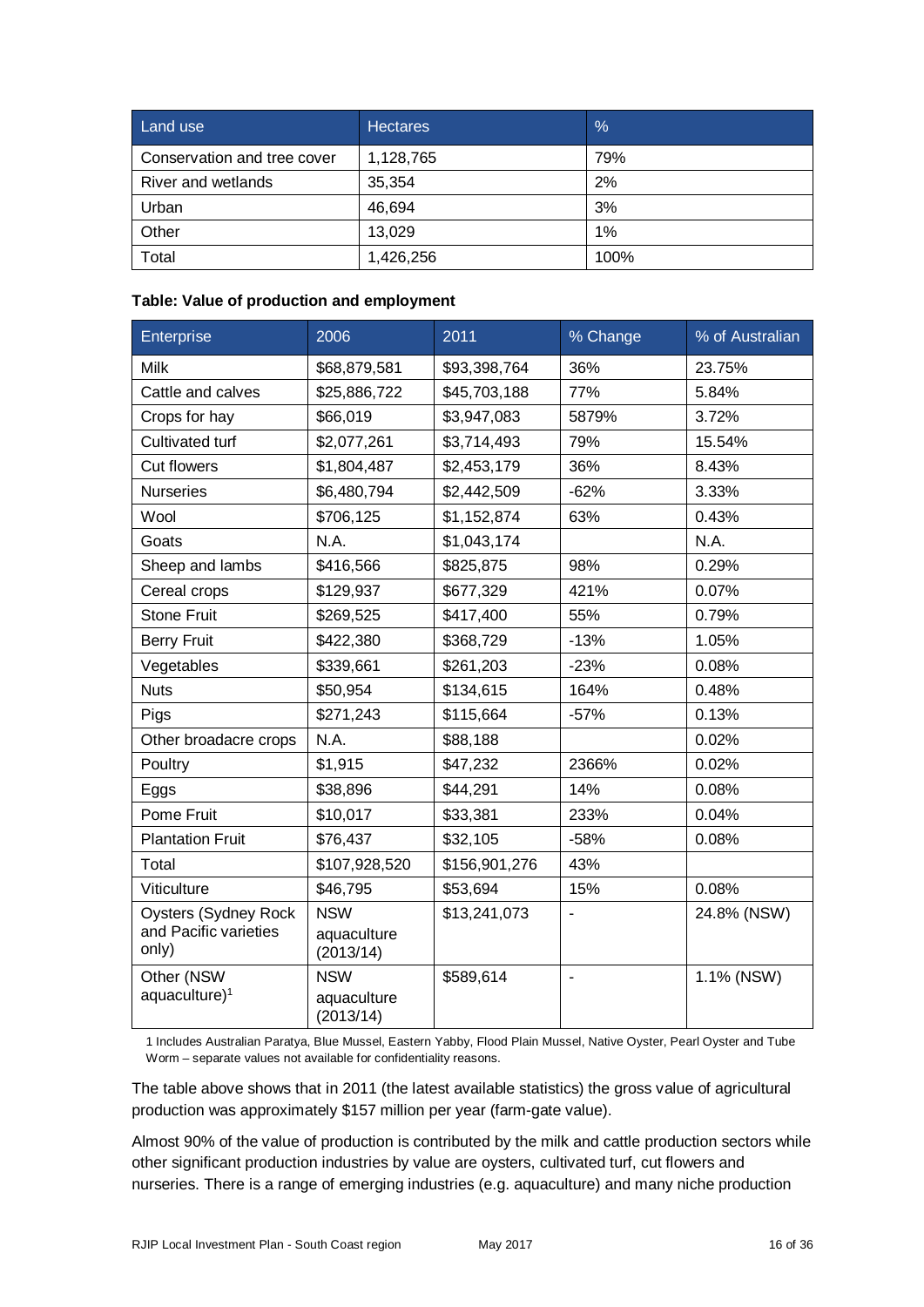| Land use | Hectares | % |
| --- | --- | --- |
| Conservation and tree cover | 1,128,765 | 79% |
| River and wetlands | 35,354 | 2% |
| Urban | 46,694 | 3% |
| Other | 13,029 | 1% |
| Total | 1,426,256 | 100% |

**Table: Value of production and employment**

| Enterprise | 2006 | 2011 | % Change | % of Australian |
| --- | --- | --- | --- | --- |
| Milk | $68,879,581 | $93,398,764 | 36% | 23.75% |
| Cattle and calves | $25,886,722 | $45,703,188 | 77% | 5.84% |
| Crops for hay | $66,019 | $3,947,083 | 5879% | 3.72% |
| Cultivated turf | $2,077,261 | $3,714,493 | 79% | 15.54% |
| Cut flowers | $1,804,487 | $2,453,179 | 36% | 8.43% |
| Nurseries | $6,480,794 | $2,442,509 | -62% | 3.33% |
| Wool | $706,125 | $1,152,874 | 63% | 0.43% |
| Goats | N.A. | $1,043,174 | | N.A. |
| Sheep and lambs | $416,566 | $825,875 | 98% | 0.29% |
| Cereal crops | $129,937 | $677,329 | 421% | 0.07% |
| Stone Fruit | $269,525 | $417,400 | 55% | 0.79% |
| Berry Fruit | $422,380 | $368,729 | -13% | 1.05% |
| Vegetables | $339,661 | $261,203 | -23% | 0.08% |
| Nuts | $50,954 | $134,615 | 164% | 0.48% |
| Pigs | $271,243 | $115,664 | -57% | 0.13% |
| Other broadacre crops | N.A. | $88,188 | | 0.02% |
| Poultry | $1,915 | $47,232 | 2366% | 0.02% |
| Eggs | $38,896 | $44,291 | 14% | 0.08% |
| Pome Fruit | $10,017 | $33,381 | 233% | 0.04% |
| Plantation Fruit | $76,437 | $32,105 | -58% | 0.08% |
| Total | $107,928,520 | $156,901,276 | 43% | |
| Viticulture | $46,795 | $53,694 | 15% | 0.08% |
| Oysters (Sydney Rock and Pacific varieties only) | NSW aquaculture (2013/14) | $13,241,073 | - | 24.8% (NSW) |
| Other (NSW aquaculture)[1] | NSW aquaculture (2013/14) | $589,614 | - | 1.1% (NSW) |

1 Includes Australian Paratya, Blue Mussel, Eastern Yabby, Flood Plain Mussel, Native Oyster, Pearl Oyster and Tube Worm – separate values not available for confidentiality reasons.

The table above shows that in 2011 (the latest available statistics) the gross value of agricultural production was approximately $157 million per year (farm-gate value).

Almost 90% of the value of production is contributed by the milk and cattle production sectors while other significant production industries by value are oysters, cultivated turf, cut flowers and nurseries. There is a range of emerging industries (e.g. aquaculture) and many niche production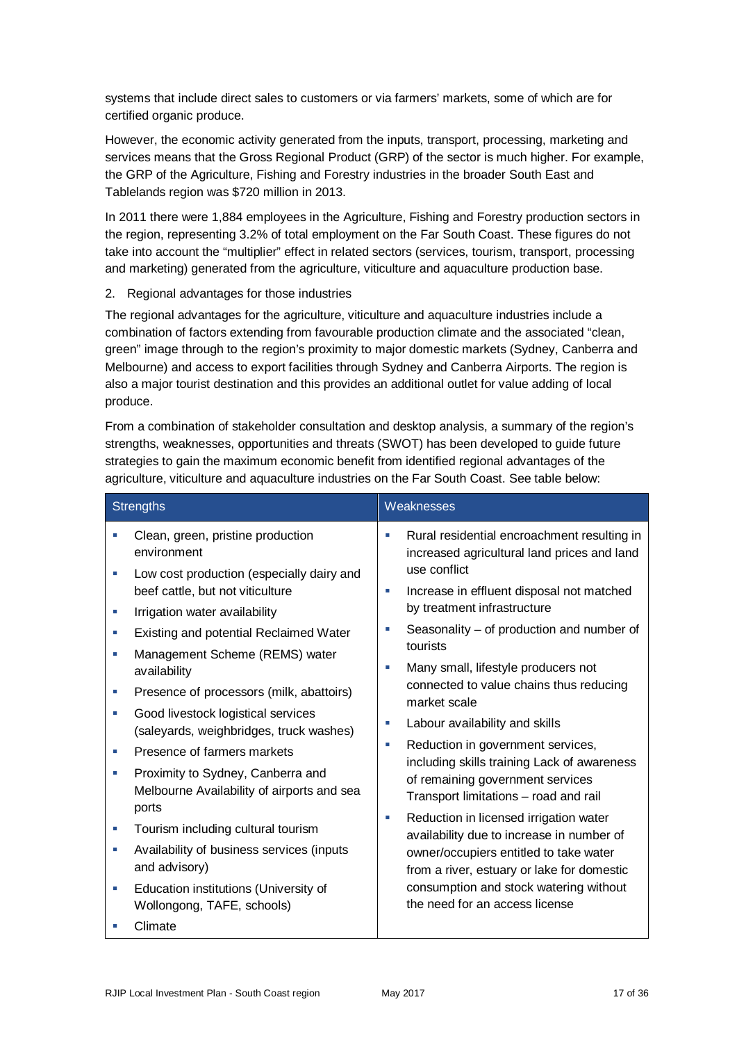systems that include direct sales to customers or via farmers' markets, some of which are for certified organic produce.

However, the economic activity generated from the inputs, transport, processing, marketing and services means that the Gross Regional Product (GRP) of the sector is much higher. For example, the GRP of the Agriculture, Fishing and Forestry industries in the broader South East and Tablelands region was $720 million in 2013.

In 2011 there were 1,884 employees in the Agriculture, Fishing and Forestry production sectors in the region, representing 3.2% of total employment on the Far South Coast. These figures do not take into account the "multiplier" effect in related sectors (services, tourism, transport, processing and marketing) generated from the agriculture, viticulture and aquaculture production base.

2. Regional advantages for those industries

The regional advantages for the agriculture, viticulture and aquaculture industries include a combination of factors extending from favourable production climate and the associated "clean, green" image through to the region's proximity to major domestic markets (Sydney, Canberra and Melbourne) and access to export facilities through Sydney and Canberra Airports. The region is also a major tourist destination and this provides an additional outlet for value adding of local produce.

From a combination of stakeholder consultation and desktop analysis, a summary of the region's strengths, weaknesses, opportunities and threats (SWOT) has been developed to guide future strategies to gain the maximum economic benefit from identified regional advantages of the agriculture, viticulture and aquaculture industries on the Far South Coast. See table below:

| Strengths | Weaknesses |
| --- | --- |
| ▪ Clean, green, pristine production environment<br>▪ Low cost production (especially dairy and beef cattle, but not viticulture<br>▪ Irrigation water availability<br>▪ Existing and potential Reclaimed Water<br>▪ Management Scheme (REMS) water availability<br>▪ Presence of processors (milk, abattoirs)<br>▪ Good livestock logistical services (saleyards, weighbridges, truck washes)<br>▪ Presence of farmers markets<br>▪ Proximity to Sydney, Canberra and Melbourne Availability of airports and sea ports<br>▪ Tourism including cultural tourism<br>▪ Availability of business services (inputs and advisory)<br>▪ Education institutions (University of Wollongong, TAFE, schools)<br>▪ Climate | ▪ Rural residential encroachment resulting in increased agricultural land prices and land use conflict<br>▪ Increase in effluent disposal not matched by treatment infrastructure<br>▪ Seasonality – of production and number of tourists<br>▪ Many small, lifestyle producers not connected to value chains thus reducing market scale<br>▪ Labour availability and skills<br>▪ Reduction in government services, including skills training Lack of awareness of remaining government services Transport limitations – road and rail<br>▪ Reduction in licensed irrigation water availability due to increase in number of owner/occupiers entitled to take water from a river, estuary or lake for domestic consumption and stock watering without the need for an access license |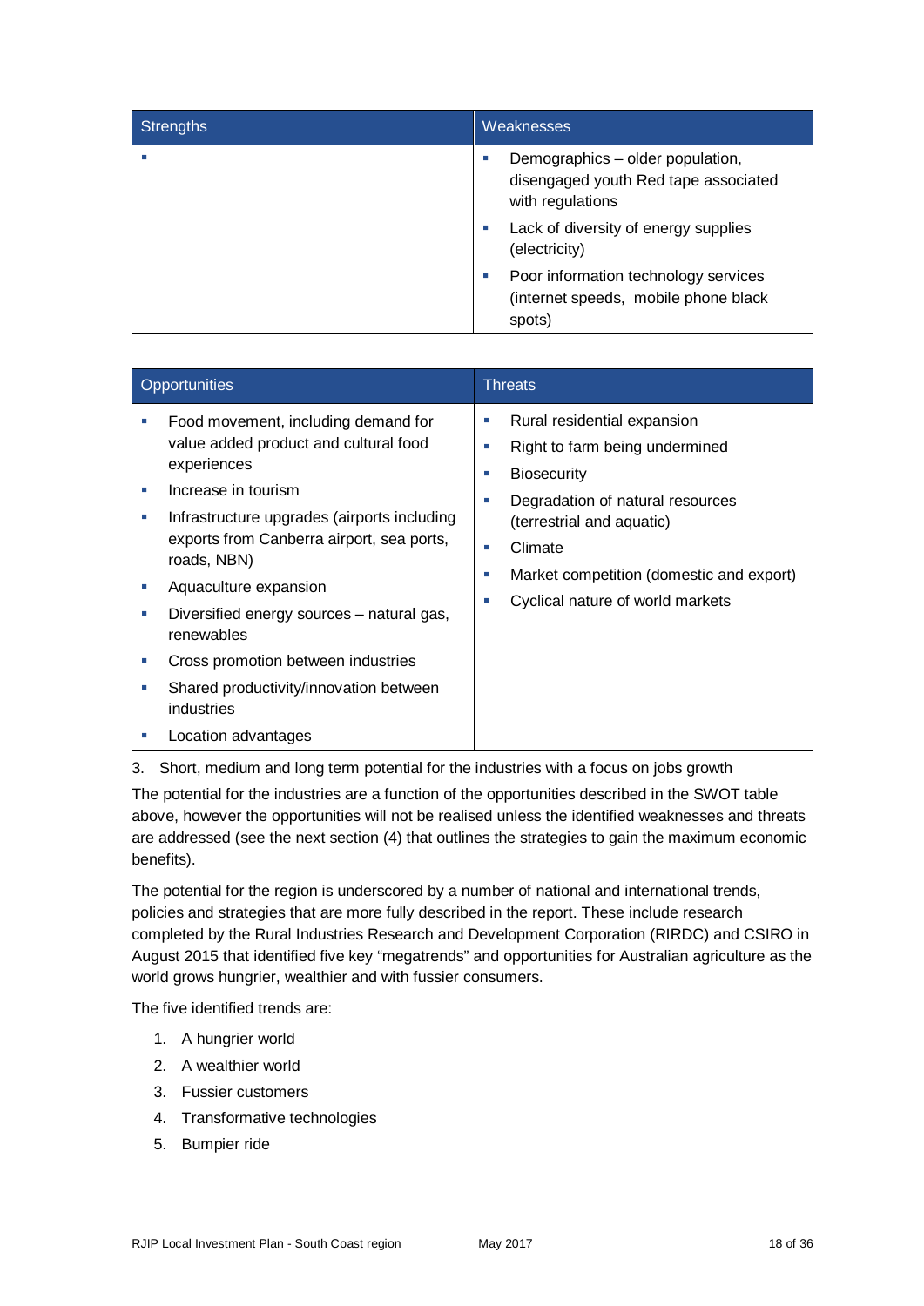| Strengths | Weaknesses |
| --- | --- |
| ▪ | ▪ Demographics – older population, disengaged youth Red tape associated with regulations<br>▪ Lack of diversity of energy supplies (electricity)<br>▪ Poor information technology services (internet speeds, mobile phone black spots) |

| Opportunities | Threats |
| --- | --- |
| ▪ Food movement, including demand for value added product and cultural food experiences<br>▪ Increase in tourism<br>▪ Infrastructure upgrades (airports including exports from Canberra airport, sea ports, roads, NBN)<br>▪ Aquaculture expansion<br>▪ Diversified energy sources – natural gas, renewables<br>▪ Cross promotion between industries<br>▪ Shared productivity/innovation between industries<br>▪ Location advantages | ▪ Rural residential expansion<br>▪ Right to farm being undermined<br>▪ Biosecurity<br>▪ Degradation of natural resources (terrestrial and aquatic)<br>▪ Climate<br>▪ Market competition (domestic and export)<br>▪ Cyclical nature of world markets |

3. Short, medium and long term potential for the industries with a focus on jobs growth

The potential for the industries are a function of the opportunities described in the SWOT table above, however the opportunities will not be realised unless the identified weaknesses and threats are addressed (see the next section (4) that outlines the strategies to gain the maximum economic benefits).

The potential for the region is underscored by a number of national and international trends, policies and strategies that are more fully described in the report. These include research completed by the Rural Industries Research and Development Corporation (RIRDC) and CSIRO in August 2015 that identified five key "megatrends" and opportunities for Australian agriculture as the world grows hungrier, wealthier and with fussier consumers.

The five identified trends are:

1. A hungrier world
2. A wealthier world
3. Fussier customers
4. Transformative technologies
5. Bumpier ride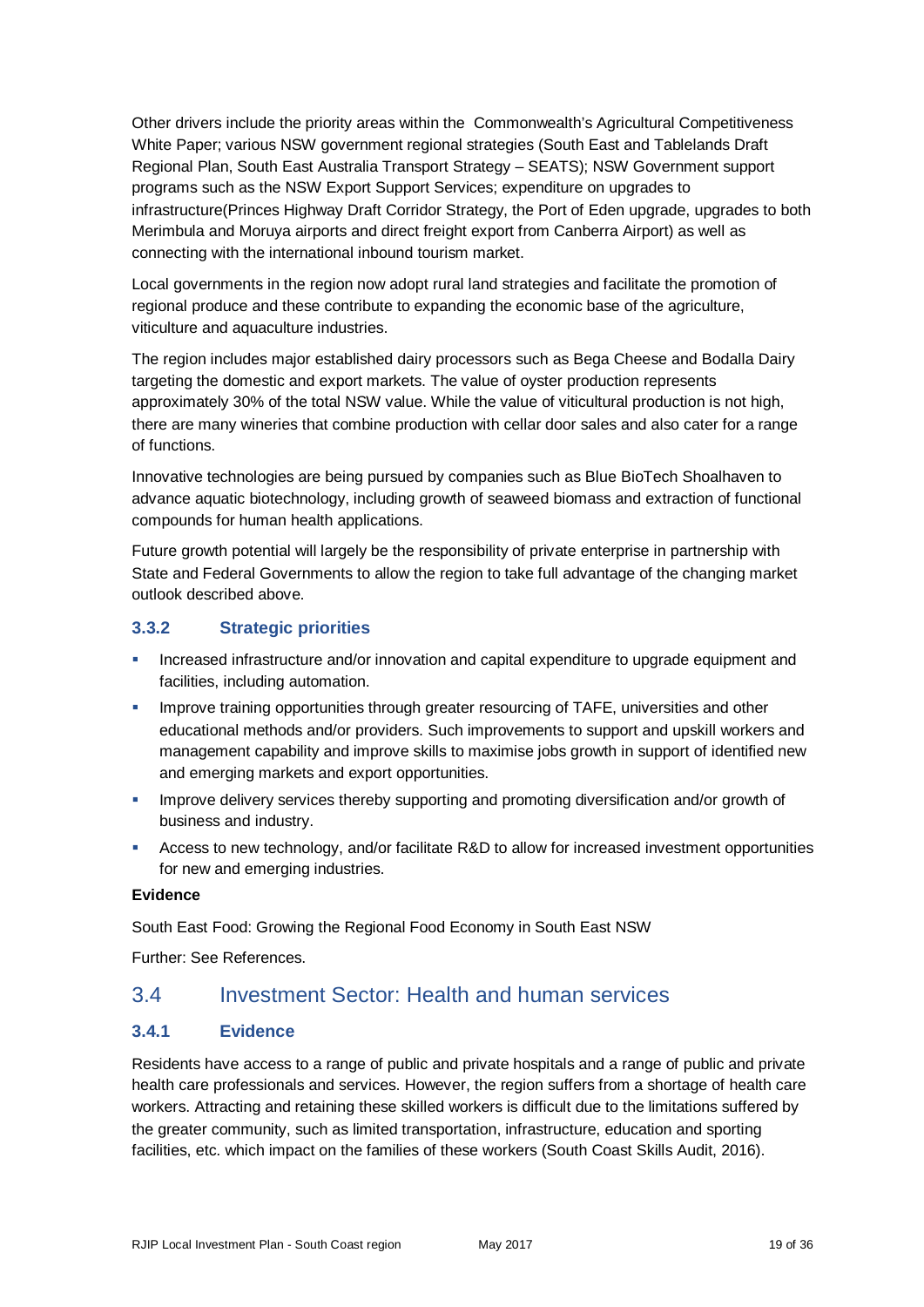Other drivers include the priority areas within the Commonwealth's Agricultural Competitiveness White Paper; various NSW government regional strategies (South East and Tablelands Draft Regional Plan, South East Australia Transport Strategy – SEATS); NSW Government support programs such as the NSW Export Support Services; expenditure on upgrades to infrastructure(Princes Highway Draft Corridor Strategy, the Port of Eden upgrade, upgrades to both Merimbula and Moruya airports and direct freight export from Canberra Airport) as well as connecting with the international inbound tourism market.

Local governments in the region now adopt rural land strategies and facilitate the promotion of regional produce and these contribute to expanding the economic base of the agriculture, viticulture and aquaculture industries.

The region includes major established dairy processors such as Bega Cheese and Bodalla Dairy targeting the domestic and export markets. The value of oyster production represents approximately 30% of the total NSW value. While the value of viticultural production is not high, there are many wineries that combine production with cellar door sales and also cater for a range of functions.

Innovative technologies are being pursued by companies such as Blue BioTech Shoalhaven to advance aquatic biotechnology, including growth of seaweed biomass and extraction of functional compounds for human health applications.

Future growth potential will largely be the responsibility of private enterprise in partnership with State and Federal Governments to allow the region to take full advantage of the changing market outlook described above.

### 3.3.2 Strategic priorities

- Increased infrastructure and/or innovation and capital expenditure to upgrade equipment and facilities, including automation.
- Improve training opportunities through greater resourcing of TAFE, universities and other educational methods and/or providers. Such improvements to support and upskill workers and management capability and improve skills to maximise jobs growth in support of identified new and emerging markets and export opportunities.
- Improve delivery services thereby supporting and promoting diversification and/or growth of business and industry.
- Access to new technology, and/or facilitate R&D to allow for increased investment opportunities for new and emerging industries.

**Evidence**

South East Food: Growing the Regional Food Economy in South East NSW

Further: See References.

## 3.4 Investment Sector: Health and human services

### 3.4.1 Evidence

Residents have access to a range of public and private hospitals and a range of public and private health care professionals and services. However, the region suffers from a shortage of health care workers. Attracting and retaining these skilled workers is difficult due to the limitations suffered by the greater community, such as limited transportation, infrastructure, education and sporting facilities, etc. which impact on the families of these workers (South Coast Skills Audit, 2016).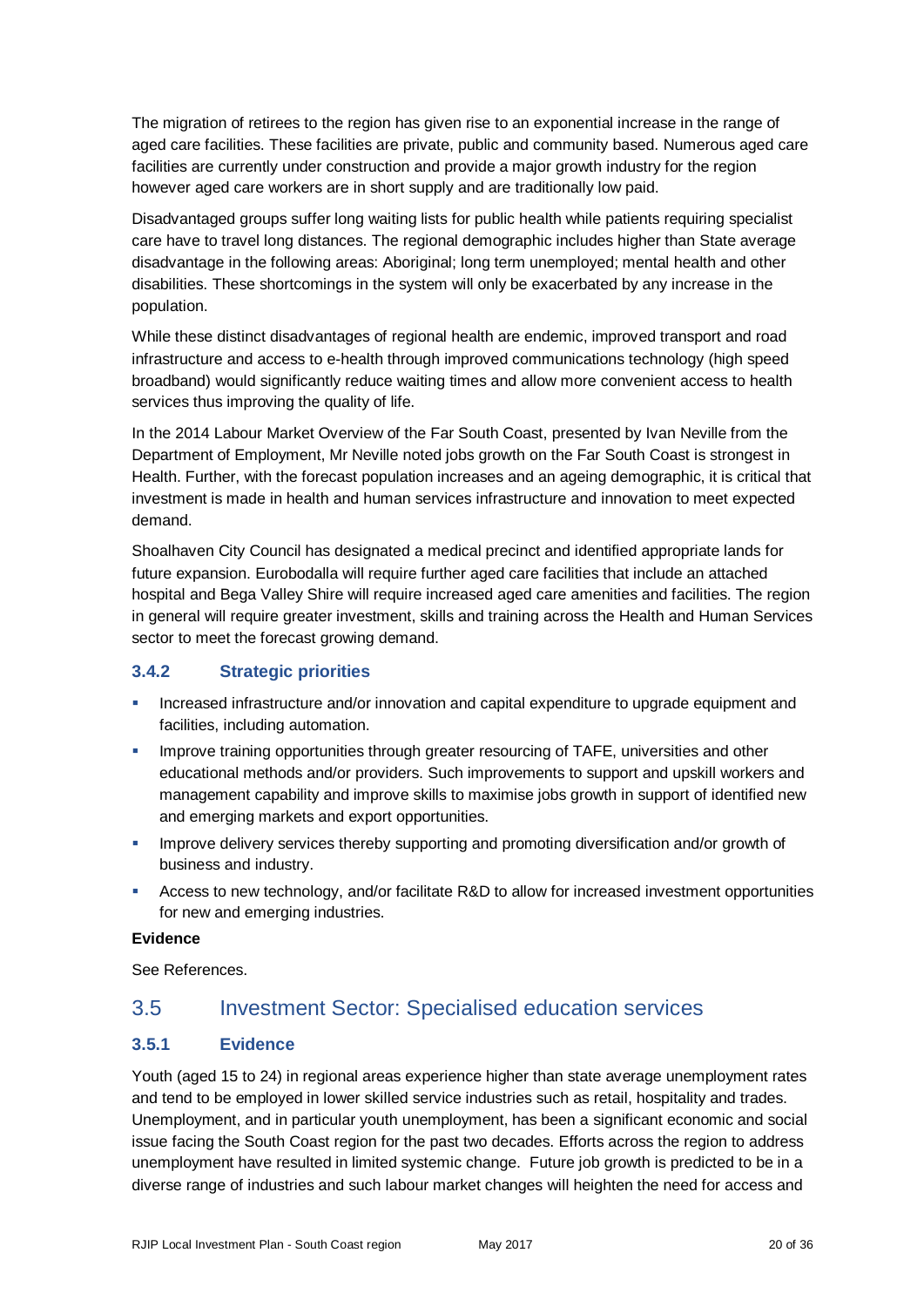The migration of retirees to the region has given rise to an exponential increase in the range of aged care facilities. These facilities are private, public and community based. Numerous aged care facilities are currently under construction and provide a major growth industry for the region however aged care workers are in short supply and are traditionally low paid.

Disadvantaged groups suffer long waiting lists for public health while patients requiring specialist care have to travel long distances. The regional demographic includes higher than State average disadvantage in the following areas: Aboriginal; long term unemployed; mental health and other disabilities. These shortcomings in the system will only be exacerbated by any increase in the population.

While these distinct disadvantages of regional health are endemic, improved transport and road infrastructure and access to e-health through improved communications technology (high speed broadband) would significantly reduce waiting times and allow more convenient access to health services thus improving the quality of life.

In the 2014 Labour Market Overview of the Far South Coast, presented by Ivan Neville from the Department of Employment, Mr Neville noted jobs growth on the Far South Coast is strongest in Health. Further, with the forecast population increases and an ageing demographic, it is critical that investment is made in health and human services infrastructure and innovation to meet expected demand.

Shoalhaven City Council has designated a medical precinct and identified appropriate lands for future expansion. Eurobodalla will require further aged care facilities that include an attached hospital and Bega Valley Shire will require increased aged care amenities and facilities. The region in general will require greater investment, skills and training across the Health and Human Services sector to meet the forecast growing demand.

### 3.4.2 Strategic priorities

- Increased infrastructure and/or innovation and capital expenditure to upgrade equipment and facilities, including automation.
- Improve training opportunities through greater resourcing of TAFE, universities and other educational methods and/or providers. Such improvements to support and upskill workers and management capability and improve skills to maximise jobs growth in support of identified new and emerging markets and export opportunities.
- Improve delivery services thereby supporting and promoting diversification and/or growth of business and industry.
- Access to new technology, and/or facilitate R&D to allow for increased investment opportunities for new and emerging industries.

**Evidence**

See References.

## 3.5 Investment Sector: Specialised education services

### 3.5.1 Evidence

Youth (aged 15 to 24) in regional areas experience higher than state average unemployment rates and tend to be employed in lower skilled service industries such as retail, hospitality and trades. Unemployment, and in particular youth unemployment, has been a significant economic and social issue facing the South Coast region for the past two decades. Efforts across the region to address unemployment have resulted in limited systemic change. Future job growth is predicted to be in a diverse range of industries and such labour market changes will heighten the need for access and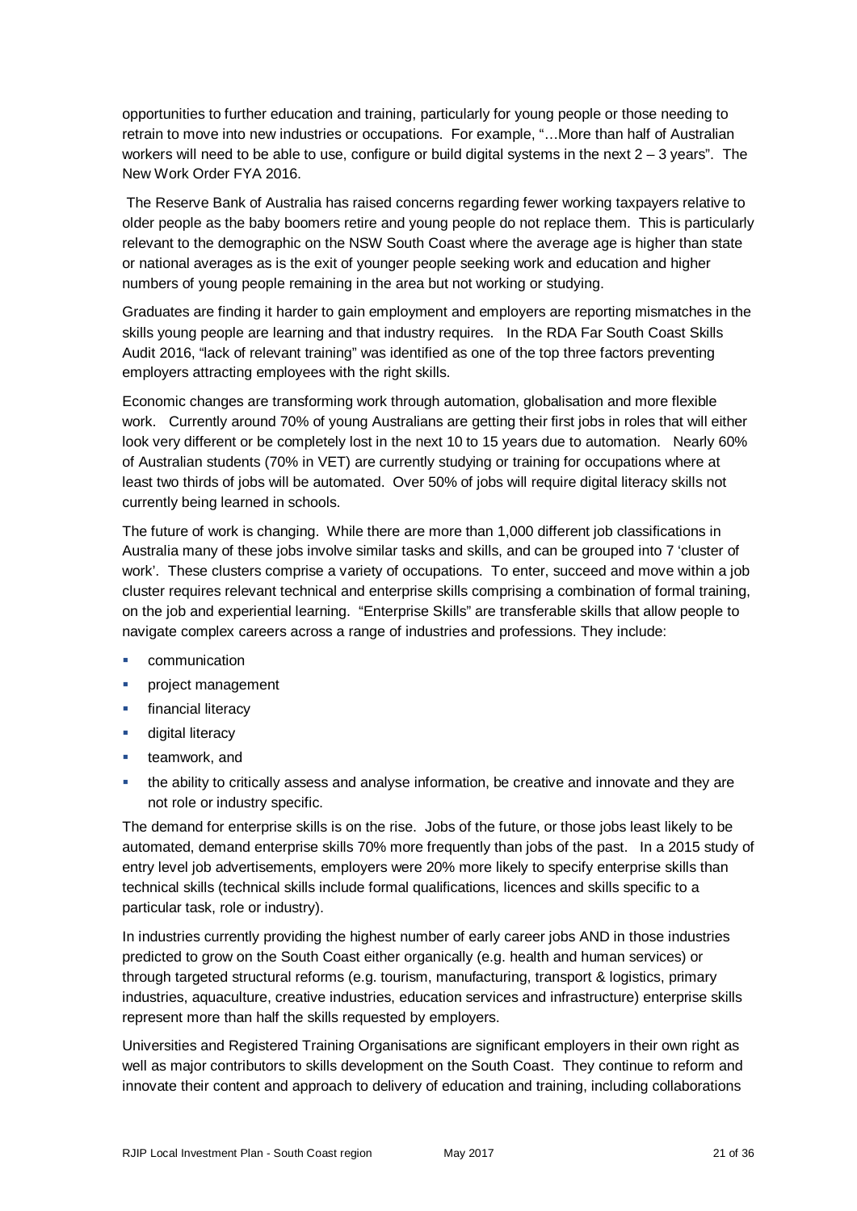opportunities to further education and training, particularly for young people or those needing to retrain to move into new industries or occupations. For example, "…More than half of Australian workers will need to be able to use, configure or build digital systems in the next 2 – 3 years". The New Work Order FYA 2016.

The Reserve Bank of Australia has raised concerns regarding fewer working taxpayers relative to older people as the baby boomers retire and young people do not replace them. This is particularly relevant to the demographic on the NSW South Coast where the average age is higher than state or national averages as is the exit of younger people seeking work and education and higher numbers of young people remaining in the area but not working or studying.

Graduates are finding it harder to gain employment and employers are reporting mismatches in the skills young people are learning and that industry requires. In the RDA Far South Coast Skills Audit 2016, "lack of relevant training" was identified as one of the top three factors preventing employers attracting employees with the right skills.

Economic changes are transforming work through automation, globalisation and more flexible work. Currently around 70% of young Australians are getting their first jobs in roles that will either look very different or be completely lost in the next 10 to 15 years due to automation. Nearly 60% of Australian students (70% in VET) are currently studying or training for occupations where at least two thirds of jobs will be automated. Over 50% of jobs will require digital literacy skills not currently being learned in schools.

The future of work is changing. While there are more than 1,000 different job classifications in Australia many of these jobs involve similar tasks and skills, and can be grouped into 7 'cluster of work'. These clusters comprise a variety of occupations. To enter, succeed and move within a job cluster requires relevant technical and enterprise skills comprising a combination of formal training, on the job and experiential learning. "Enterprise Skills" are transferable skills that allow people to navigate complex careers across a range of industries and professions. They include:

- communication
- project management
- financial literacy
- digital literacy
- teamwork, and
- the ability to critically assess and analyse information, be creative and innovate and they are not role or industry specific.

The demand for enterprise skills is on the rise. Jobs of the future, or those jobs least likely to be automated, demand enterprise skills 70% more frequently than jobs of the past. In a 2015 study of entry level job advertisements, employers were 20% more likely to specify enterprise skills than technical skills (technical skills include formal qualifications, licences and skills specific to a particular task, role or industry).

In industries currently providing the highest number of early career jobs AND in those industries predicted to grow on the South Coast either organically (e.g. health and human services) or through targeted structural reforms (e.g. tourism, manufacturing, transport & logistics, primary industries, aquaculture, creative industries, education services and infrastructure) enterprise skills represent more than half the skills requested by employers.

Universities and Registered Training Organisations are significant employers in their own right as well as major contributors to skills development on the South Coast. They continue to reform and innovate their content and approach to delivery of education and training, including collaborations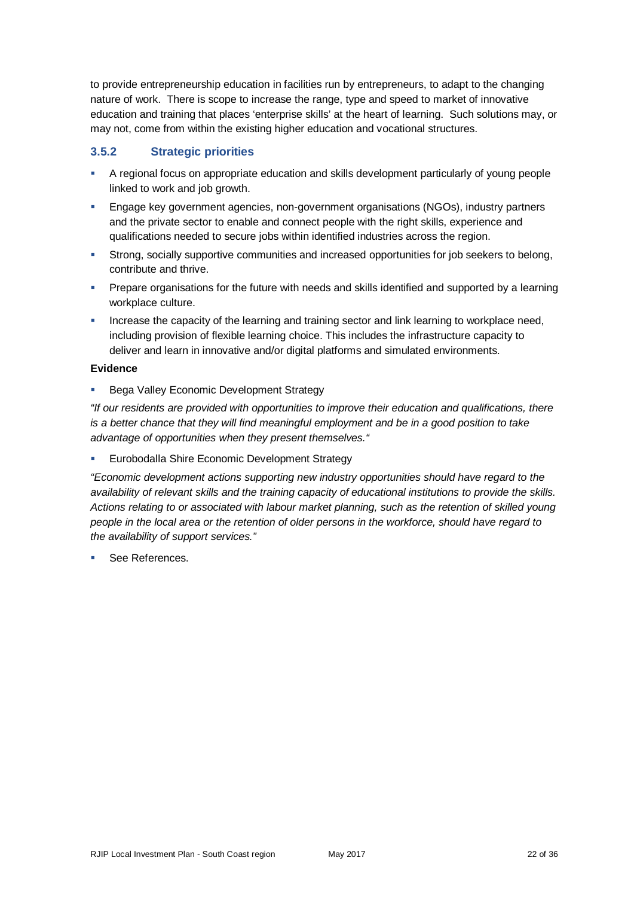to provide entrepreneurship education in facilities run by entrepreneurs, to adapt to the changing nature of work. There is scope to increase the range, type and speed to market of innovative education and training that places 'enterprise skills' at the heart of learning. Such solutions may, or may not, come from within the existing higher education and vocational structures.

### 3.5.2 Strategic priorities

- A regional focus on appropriate education and skills development particularly of young people linked to work and job growth.
- Engage key government agencies, non-government organisations (NGOs), industry partners and the private sector to enable and connect people with the right skills, experience and qualifications needed to secure jobs within identified industries across the region.
- Strong, socially supportive communities and increased opportunities for job seekers to belong, contribute and thrive.
- Prepare organisations for the future with needs and skills identified and supported by a learning workplace culture.
- Increase the capacity of the learning and training sector and link learning to workplace need, including provision of flexible learning choice. This includes the infrastructure capacity to deliver and learn in innovative and/or digital platforms and simulated environments.

**Evidence**

- Bega Valley Economic Development Strategy

*"If our residents are provided with opportunities to improve their education and qualifications, there is a better chance that they will find meaningful employment and be in a good position to take advantage of opportunities when they present themselves."*

- Eurobodalla Shire Economic Development Strategy

*"Economic development actions supporting new industry opportunities should have regard to the availability of relevant skills and the training capacity of educational institutions to provide the skills. Actions relating to or associated with labour market planning, such as the retention of skilled young people in the local area or the retention of older persons in the workforce, should have regard to the availability of support services."*

- See References.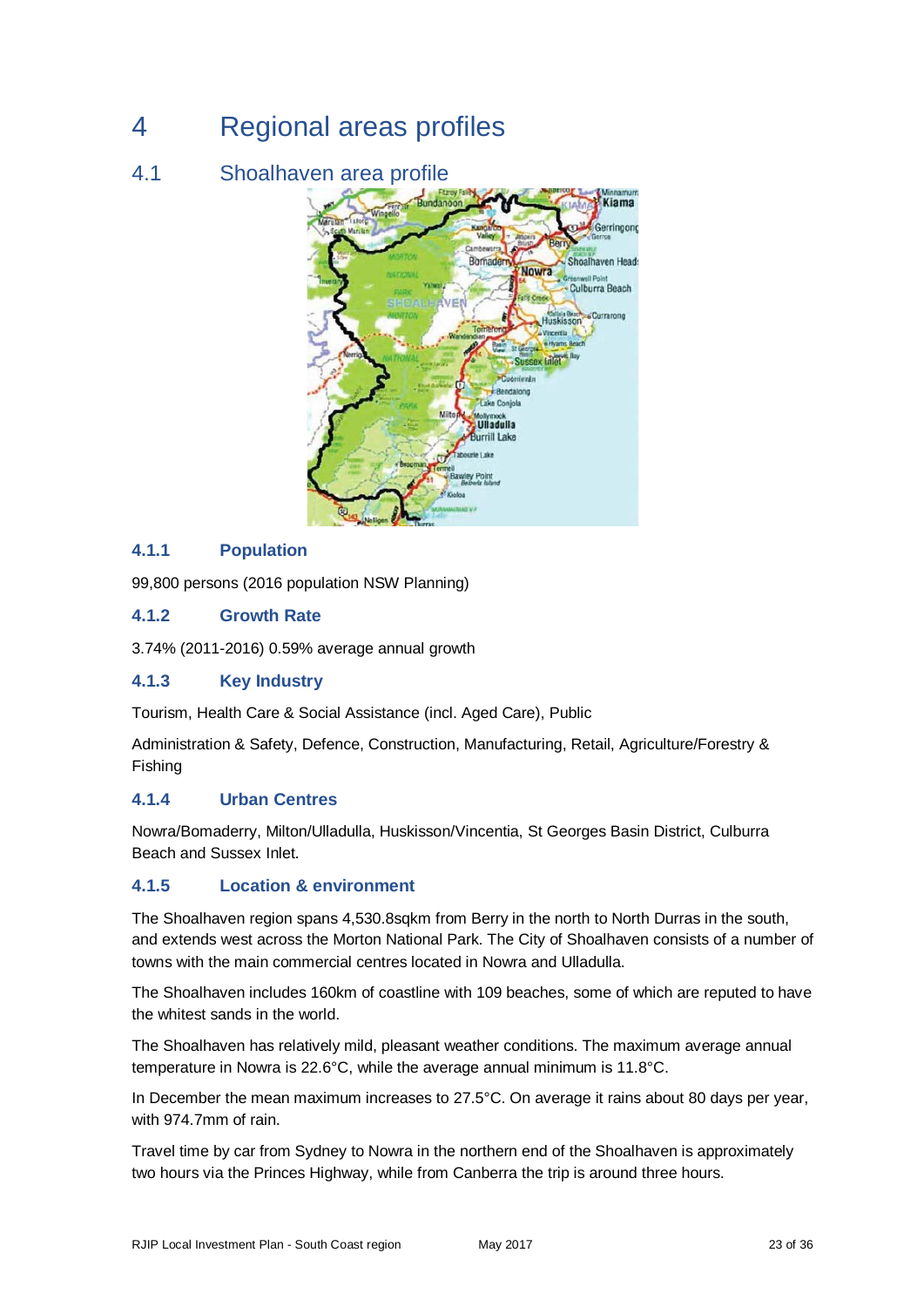# 4 Regional areas profiles

## 4.1 Shoalhaven area profile

### 4.1.1 Population

99,800 persons (2016 population NSW Planning)

### 4.1.2 Growth Rate

3.74% (2011-2016) 0.59% average annual growth

### 4.1.3 Key Industry

Tourism, Health Care & Social Assistance (incl. Aged Care), Public

Administration & Safety, Defence, Construction, Manufacturing, Retail, Agriculture/Forestry & Fishing

### 4.1.4 Urban Centres

Nowra/Bomaderry, Milton/Ulladulla, Huskisson/Vincentia, St Georges Basin District, Culburra Beach and Sussex Inlet.

### 4.1.5 Location & environment

The Shoalhaven region spans 4,530.8sqkm from Berry in the north to North Durras in the south, and extends west across the Morton National Park. The City of Shoalhaven consists of a number of towns with the main commercial centres located in Nowra and Ulladulla.

The Shoalhaven includes 160km of coastline with 109 beaches, some of which are reputed to have the whitest sands in the world.

The Shoalhaven has relatively mild, pleasant weather conditions. The maximum average annual temperature in Nowra is 22.6°C, while the average annual minimum is 11.8°C.

In December the mean maximum increases to 27.5°C. On average it rains about 80 days per year, with 974.7mm of rain.

Travel time by car from Sydney to Nowra in the northern end of the Shoalhaven is approximately two hours via the Princes Highway, while from Canberra the trip is around three hours.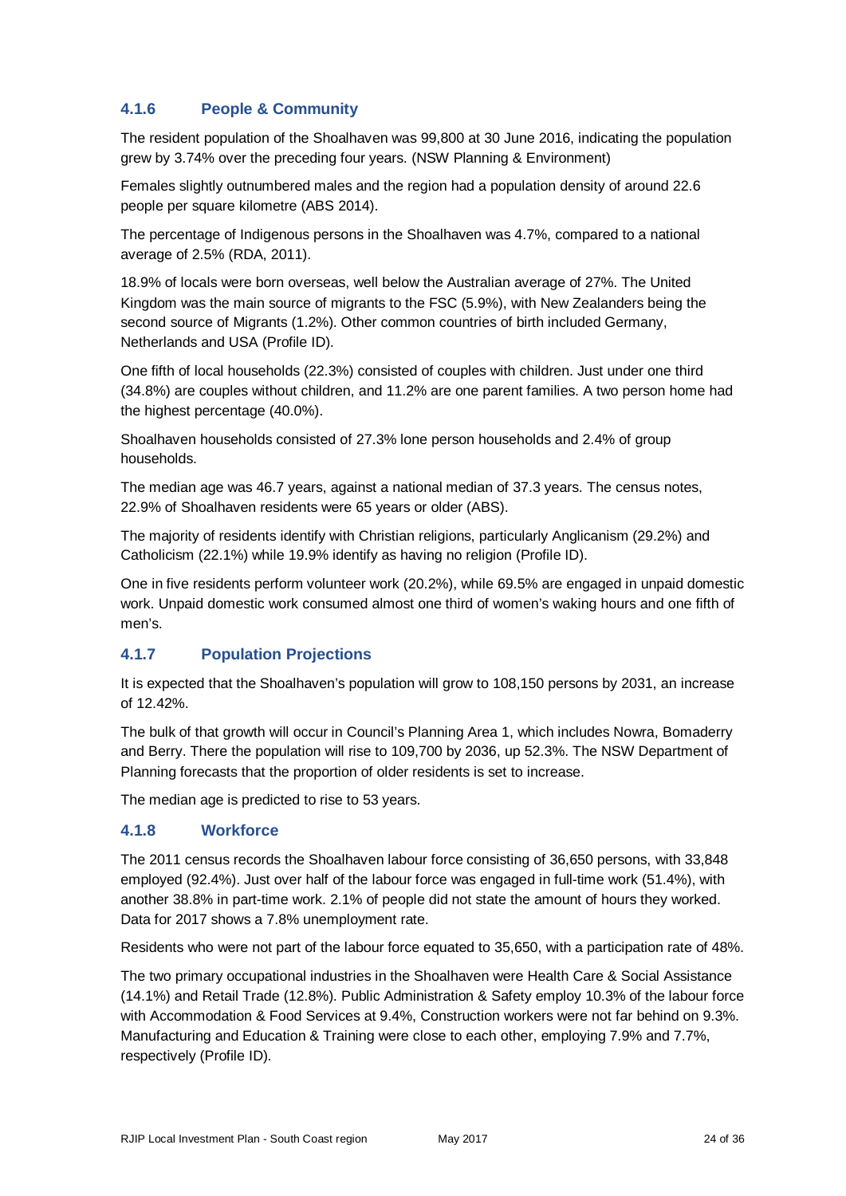### 4.1.6 People & Community

The resident population of the Shoalhaven was 99,800 at 30 June 2016, indicating the population grew by 3.74% over the preceding four years. (NSW Planning & Environment)

Females slightly outnumbered males and the region had a population density of around 22.6 people per square kilometre (ABS 2014).

The percentage of Indigenous persons in the Shoalhaven was 4.7%, compared to a national average of 2.5% (RDA, 2011).

18.9% of locals were born overseas, well below the Australian average of 27%. The United Kingdom was the main source of migrants to the FSC (5.9%), with New Zealanders being the second source of Migrants (1.2%). Other common countries of birth included Germany, Netherlands and USA (Profile ID).

One fifth of local households (22.3%) consisted of couples with children. Just under one third (34.8%) are couples without children, and 11.2% are one parent families. A two person home had the highest percentage (40.0%).

Shoalhaven households consisted of 27.3% lone person households and 2.4% of group households.

The median age was 46.7 years, against a national median of 37.3 years. The census notes, 22.9% of Shoalhaven residents were 65 years or older (ABS).

The majority of residents identify with Christian religions, particularly Anglicanism (29.2%) and Catholicism (22.1%) while 19.9% identify as having no religion (Profile ID).

One in five residents perform volunteer work (20.2%), while 69.5% are engaged in unpaid domestic work. Unpaid domestic work consumed almost one third of women's waking hours and one fifth of men's.

### 4.1.7 Population Projections

It is expected that the Shoalhaven's population will grow to 108,150 persons by 2031, an increase of 12.42%.

The bulk of that growth will occur in Council's Planning Area 1, which includes Nowra, Bomaderry and Berry. There the population will rise to 109,700 by 2036, up 52.3%. The NSW Department of Planning forecasts that the proportion of older residents is set to increase.

The median age is predicted to rise to 53 years.

### 4.1.8 Workforce

The 2011 census records the Shoalhaven labour force consisting of 36,650 persons, with 33,848 employed (92.4%). Just over half of the labour force was engaged in full-time work (51.4%), with another 38.8% in part-time work. 2.1% of people did not state the amount of hours they worked. Data for 2017 shows a 7.8% unemployment rate.

Residents who were not part of the labour force equated to 35,650, with a participation rate of 48%.

The two primary occupational industries in the Shoalhaven were Health Care & Social Assistance (14.1%) and Retail Trade (12.8%). Public Administration & Safety employ 10.3% of the labour force with Accommodation & Food Services at 9.4%, Construction workers were not far behind on 9.3%. Manufacturing and Education & Training were close to each other, employing 7.9% and 7.7%, respectively (Profile ID).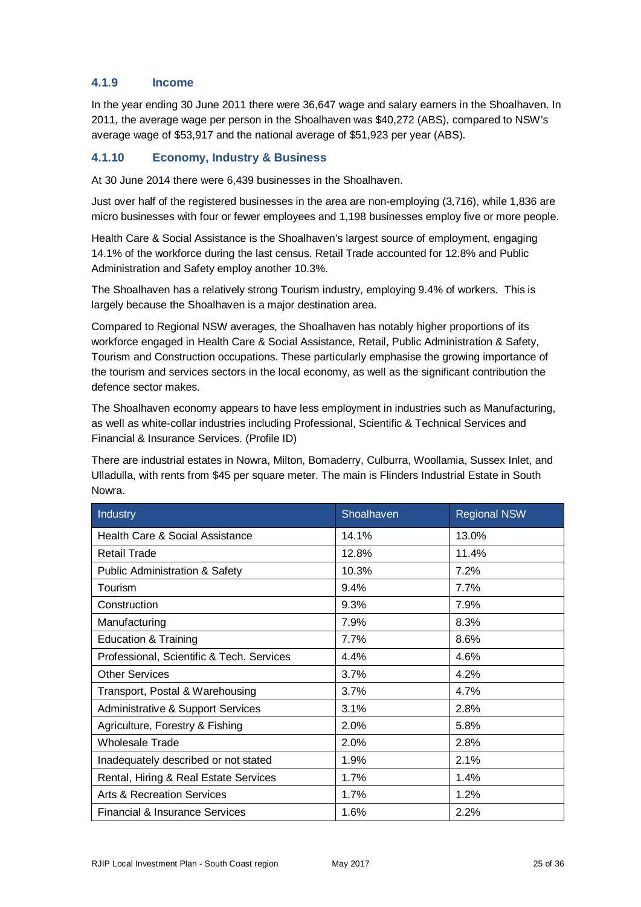### 4.1.9 Income

In the year ending 30 June 2011 there were 36,647 wage and salary earners in the Shoalhaven. In 2011, the average wage per person in the Shoalhaven was $40,272 (ABS), compared to NSW's average wage of $53,917 and the national average of $51,923 per year (ABS).

### 4.1.10 Economy, Industry & Business

At 30 June 2014 there were 6,439 businesses in the Shoalhaven.

Just over half of the registered businesses in the area are non-employing (3,716), while 1,836 are micro businesses with four or fewer employees and 1,198 businesses employ five or more people.

Health Care & Social Assistance is the Shoalhaven's largest source of employment, engaging 14.1% of the workforce during the last census. Retail Trade accounted for 12.8% and Public Administration and Safety employ another 10.3%.

The Shoalhaven has a relatively strong Tourism industry, employing 9.4% of workers. This is largely because the Shoalhaven is a major destination area.

Compared to Regional NSW averages, the Shoalhaven has notably higher proportions of its workforce engaged in Health Care & Social Assistance, Retail, Public Administration & Safety, Tourism and Construction occupations. These particularly emphasise the growing importance of the tourism and services sectors in the local economy, as well as the significant contribution the defence sector makes.

The Shoalhaven economy appears to have less employment in industries such as Manufacturing, as well as white-collar industries including Professional, Scientific & Technical Services and Financial & Insurance Services. (Profile ID)

There are industrial estates in Nowra, Milton, Bomaderry, Culburra, Woollamia, Sussex Inlet, and Ulladulla, with rents from $45 per square meter. The main is Flinders Industrial Estate in South Nowra.

| Industry | Shoalhaven | Regional NSW |
|---|---|---|
| Health Care & Social Assistance | 14.1% | 13.0% |
| Retail Trade | 12.8% | 11.4% |
| Public Administration & Safety | 10.3% | 7.2% |
| Tourism | 9.4% | 7.7% |
| Construction | 9.3% | 7.9% |
| Manufacturing | 7.9% | 8.3% |
| Education & Training | 7.7% | 8.6% |
| Professional, Scientific & Tech. Services | 4.4% | 4.6% |
| Other Services | 3.7% | 4.2% |
| Transport, Postal & Warehousing | 3.7% | 4.7% |
| Administrative & Support Services | 3.1% | 2.8% |
| Agriculture, Forestry & Fishing | 2.0% | 5.8% |
| Wholesale Trade | 2.0% | 2.8% |
| Inadequately described or not stated | 1.9% | 2.1% |
| Rental, Hiring & Real Estate Services | 1.7% | 1.4% |
| Arts & Recreation Services | 1.7% | 1.2% |
| Financial & Insurance Services | 1.6% | 2.2% |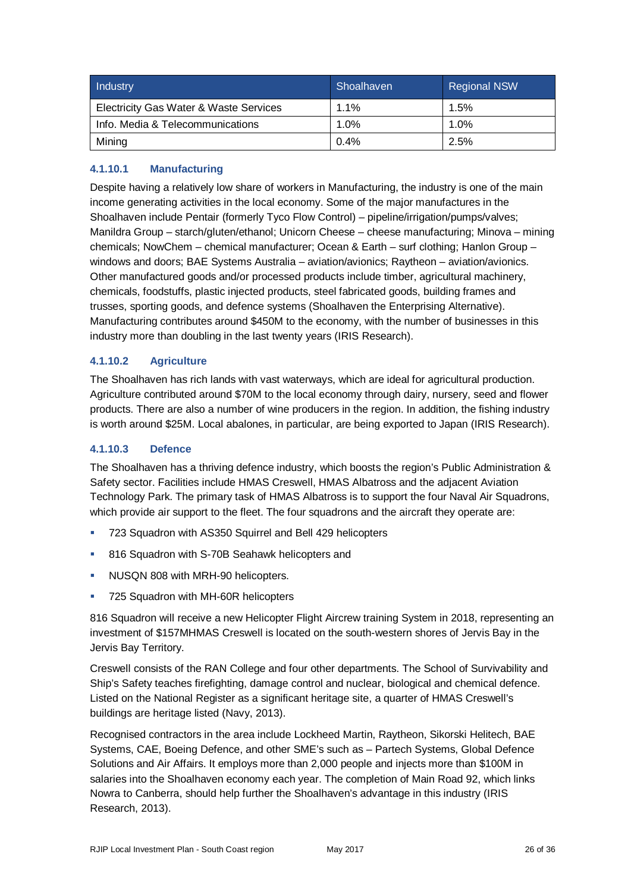| Industry | Shoalhaven | Regional NSW |
| --- | --- | --- |
| Electricity Gas Water & Waste Services | 1.1% | 1.5% |
| Info. Media & Telecommunications | 1.0% | 1.0% |
| Mining | 0.4% | 2.5% |

#### 4.1.10.1 Manufacturing

Despite having a relatively low share of workers in Manufacturing, the industry is one of the main income generating activities in the local economy. Some of the major manufactures in the Shoalhaven include Pentair (formerly Tyco Flow Control) – pipeline/irrigation/pumps/valves; Manildra Group – starch/gluten/ethanol; Unicorn Cheese – cheese manufacturing; Minova – mining chemicals; NowChem – chemical manufacturer; Ocean & Earth – surf clothing; Hanlon Group – windows and doors; BAE Systems Australia – aviation/avionics; Raytheon – aviation/avionics. Other manufactured goods and/or processed products include timber, agricultural machinery, chemicals, foodstuffs, plastic injected products, steel fabricated goods, building frames and trusses, sporting goods, and defence systems (Shoalhaven the Enterprising Alternative). Manufacturing contributes around $450M to the economy, with the number of businesses in this industry more than doubling in the last twenty years (IRIS Research).

#### 4.1.10.2 Agriculture

The Shoalhaven has rich lands with vast waterways, which are ideal for agricultural production. Agriculture contributed around $70M to the local economy through dairy, nursery, seed and flower products. There are also a number of wine producers in the region. In addition, the fishing industry is worth around $25M. Local abalones, in particular, are being exported to Japan (IRIS Research).

#### 4.1.10.3 Defence

The Shoalhaven has a thriving defence industry, which boosts the region's Public Administration & Safety sector. Facilities include HMAS Creswell, HMAS Albatross and the adjacent Aviation Technology Park. The primary task of HMAS Albatross is to support the four Naval Air Squadrons, which provide air support to the fleet. The four squadrons and the aircraft they operate are:

- 723 Squadron with AS350 Squirrel and Bell 429 helicopters
- 816 Squadron with S-70B Seahawk helicopters and
- NUSQN 808 with MRH-90 helicopters.
- 725 Squadron with MH-60R helicopters

816 Squadron will receive a new Helicopter Flight Aircrew training System in 2018, representing an investment of $157MHMAS Creswell is located on the south-western shores of Jervis Bay in the Jervis Bay Territory.

Creswell consists of the RAN College and four other departments. The School of Survivability and Ship's Safety teaches firefighting, damage control and nuclear, biological and chemical defence. Listed on the National Register as a significant heritage site, a quarter of HMAS Creswell's buildings are heritage listed (Navy, 2013).

Recognised contractors in the area include Lockheed Martin, Raytheon, Sikorski Helitech, BAE Systems, CAE, Boeing Defence, and other SME's such as – Partech Systems, Global Defence Solutions and Air Affairs. It employs more than 2,000 people and injects more than $100M in salaries into the Shoalhaven economy each year. The completion of Main Road 92, which links Nowra to Canberra, should help further the Shoalhaven's advantage in this industry (IRIS Research, 2013).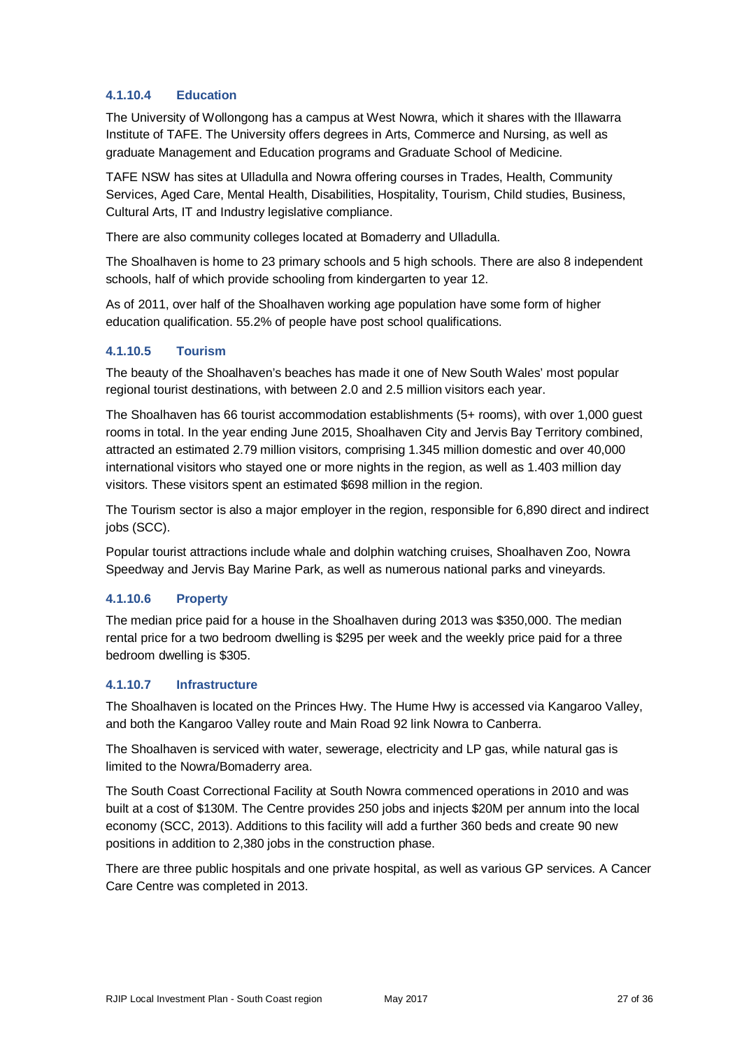#### 4.1.10.4 Education

The University of Wollongong has a campus at West Nowra, which it shares with the Illawarra Institute of TAFE. The University offers degrees in Arts, Commerce and Nursing, as well as graduate Management and Education programs and Graduate School of Medicine.

TAFE NSW has sites at Ulladulla and Nowra offering courses in Trades, Health, Community Services, Aged Care, Mental Health, Disabilities, Hospitality, Tourism, Child studies, Business, Cultural Arts, IT and Industry legislative compliance.

There are also community colleges located at Bomaderry and Ulladulla.

The Shoalhaven is home to 23 primary schools and 5 high schools. There are also 8 independent schools, half of which provide schooling from kindergarten to year 12.

As of 2011, over half of the Shoalhaven working age population have some form of higher education qualification. 55.2% of people have post school qualifications.

#### 4.1.10.5 Tourism

The beauty of the Shoalhaven's beaches has made it one of New South Wales' most popular regional tourist destinations, with between 2.0 and 2.5 million visitors each year.

The Shoalhaven has 66 tourist accommodation establishments (5+ rooms), with over 1,000 guest rooms in total. In the year ending June 2015, Shoalhaven City and Jervis Bay Territory combined, attracted an estimated 2.79 million visitors, comprising 1.345 million domestic and over 40,000 international visitors who stayed one or more nights in the region, as well as 1.403 million day visitors. These visitors spent an estimated $698 million in the region.

The Tourism sector is also a major employer in the region, responsible for 6,890 direct and indirect jobs (SCC).

Popular tourist attractions include whale and dolphin watching cruises, Shoalhaven Zoo, Nowra Speedway and Jervis Bay Marine Park, as well as numerous national parks and vineyards.

#### 4.1.10.6 Property

The median price paid for a house in the Shoalhaven during 2013 was $350,000. The median rental price for a two bedroom dwelling is $295 per week and the weekly price paid for a three bedroom dwelling is $305.

#### 4.1.10.7 Infrastructure

The Shoalhaven is located on the Princes Hwy. The Hume Hwy is accessed via Kangaroo Valley, and both the Kangaroo Valley route and Main Road 92 link Nowra to Canberra.

The Shoalhaven is serviced with water, sewerage, electricity and LP gas, while natural gas is limited to the Nowra/Bomaderry area.

The South Coast Correctional Facility at South Nowra commenced operations in 2010 and was built at a cost of $130M. The Centre provides 250 jobs and injects $20M per annum into the local economy (SCC, 2013). Additions to this facility will add a further 360 beds and create 90 new positions in addition to 2,380 jobs in the construction phase.

There are three public hospitals and one private hospital, as well as various GP services. A Cancer Care Centre was completed in 2013.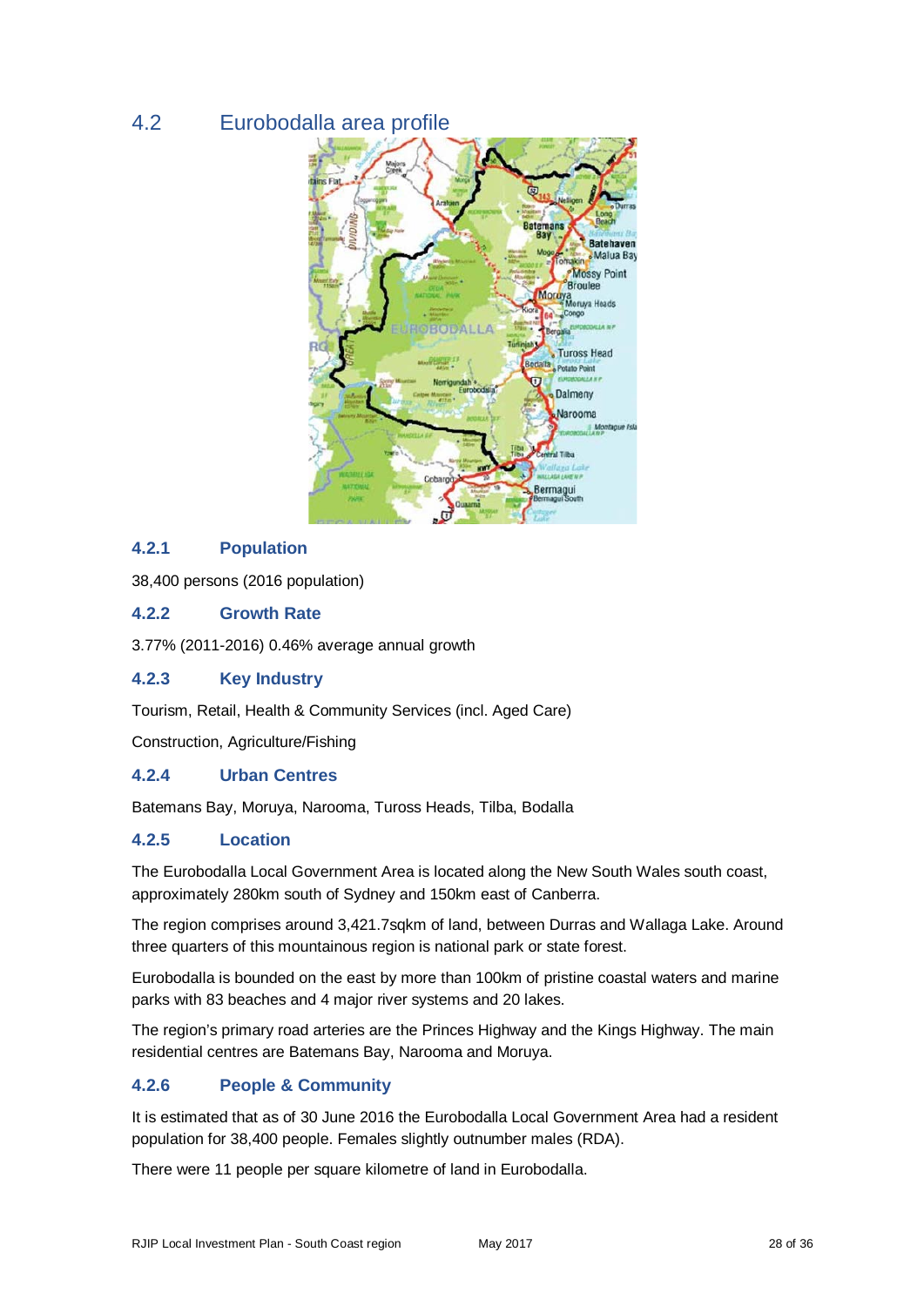## 4.2 Eurobodalla area profile

### 4.2.1 Population

38,400 persons (2016 population)

### 4.2.2 Growth Rate

3.77% (2011-2016) 0.46% average annual growth

### 4.2.3 Key Industry

Tourism, Retail, Health & Community Services (incl. Aged Care)

Construction, Agriculture/Fishing

### 4.2.4 Urban Centres

Batemans Bay, Moruya, Narooma, Tuross Heads, Tilba, Bodalla

### 4.2.5 Location

The Eurobodalla Local Government Area is located along the New South Wales south coast, approximately 280km south of Sydney and 150km east of Canberra.

The region comprises around 3,421.7sqkm of land, between Durras and Wallaga Lake. Around three quarters of this mountainous region is national park or state forest.

Eurobodalla is bounded on the east by more than 100km of pristine coastal waters and marine parks with 83 beaches and 4 major river systems and 20 lakes.

The region's primary road arteries are the Princes Highway and the Kings Highway. The main residential centres are Batemans Bay, Narooma and Moruya.

### 4.2.6 People & Community

It is estimated that as of 30 June 2016 the Eurobodalla Local Government Area had a resident population for 38,400 people. Females slightly outnumber males (RDA).

There were 11 people per square kilometre of land in Eurobodalla.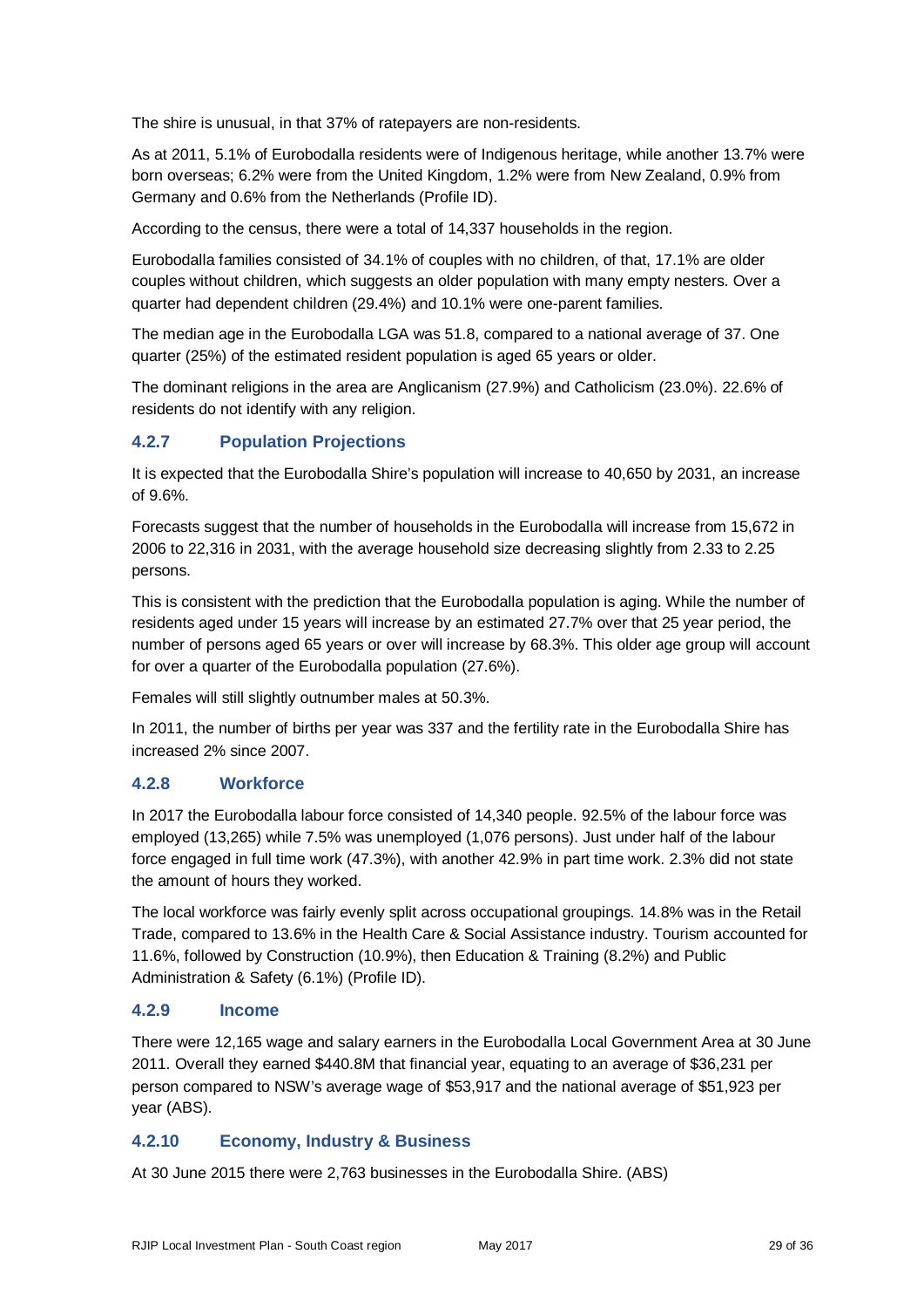The shire is unusual, in that 37% of ratepayers are non-residents.

As at 2011, 5.1% of Eurobodalla residents were of Indigenous heritage, while another 13.7% were born overseas; 6.2% were from the United Kingdom, 1.2% were from New Zealand, 0.9% from Germany and 0.6% from the Netherlands (Profile ID).

According to the census, there were a total of 14,337 households in the region.

Eurobodalla families consisted of 34.1% of couples with no children, of that, 17.1% are older couples without children, which suggests an older population with many empty nesters. Over a quarter had dependent children (29.4%) and 10.1% were one-parent families.

The median age in the Eurobodalla LGA was 51.8, compared to a national average of 37. One quarter (25%) of the estimated resident population is aged 65 years or older.

The dominant religions in the area are Anglicanism (27.9%) and Catholicism (23.0%). 22.6% of residents do not identify with any religion.

### 4.2.7 Population Projections

It is expected that the Eurobodalla Shire's population will increase to 40,650 by 2031, an increase of 9.6%.

Forecasts suggest that the number of households in the Eurobodalla will increase from 15,672 in 2006 to 22,316 in 2031, with the average household size decreasing slightly from 2.33 to 2.25 persons.

This is consistent with the prediction that the Eurobodalla population is aging. While the number of residents aged under 15 years will increase by an estimated 27.7% over that 25 year period, the number of persons aged 65 years or over will increase by 68.3%. This older age group will account for over a quarter of the Eurobodalla population (27.6%).

Females will still slightly outnumber males at 50.3%.

In 2011, the number of births per year was 337 and the fertility rate in the Eurobodalla Shire has increased 2% since 2007.

### 4.2.8 Workforce

In 2017 the Eurobodalla labour force consisted of 14,340 people. 92.5% of the labour force was employed (13,265) while 7.5% was unemployed (1,076 persons). Just under half of the labour force engaged in full time work (47.3%), with another 42.9% in part time work. 2.3% did not state the amount of hours they worked.

The local workforce was fairly evenly split across occupational groupings. 14.8% was in the Retail Trade, compared to 13.6% in the Health Care & Social Assistance industry. Tourism accounted for 11.6%, followed by Construction (10.9%), then Education & Training (8.2%) and Public Administration & Safety (6.1%) (Profile ID).

### 4.2.9 Income

There were 12,165 wage and salary earners in the Eurobodalla Local Government Area at 30 June 2011. Overall they earned $440.8M that financial year, equating to an average of $36,231 per person compared to NSW's average wage of $53,917 and the national average of $51,923 per year (ABS).

### 4.2.10 Economy, Industry & Business

At 30 June 2015 there were 2,763 businesses in the Eurobodalla Shire. (ABS)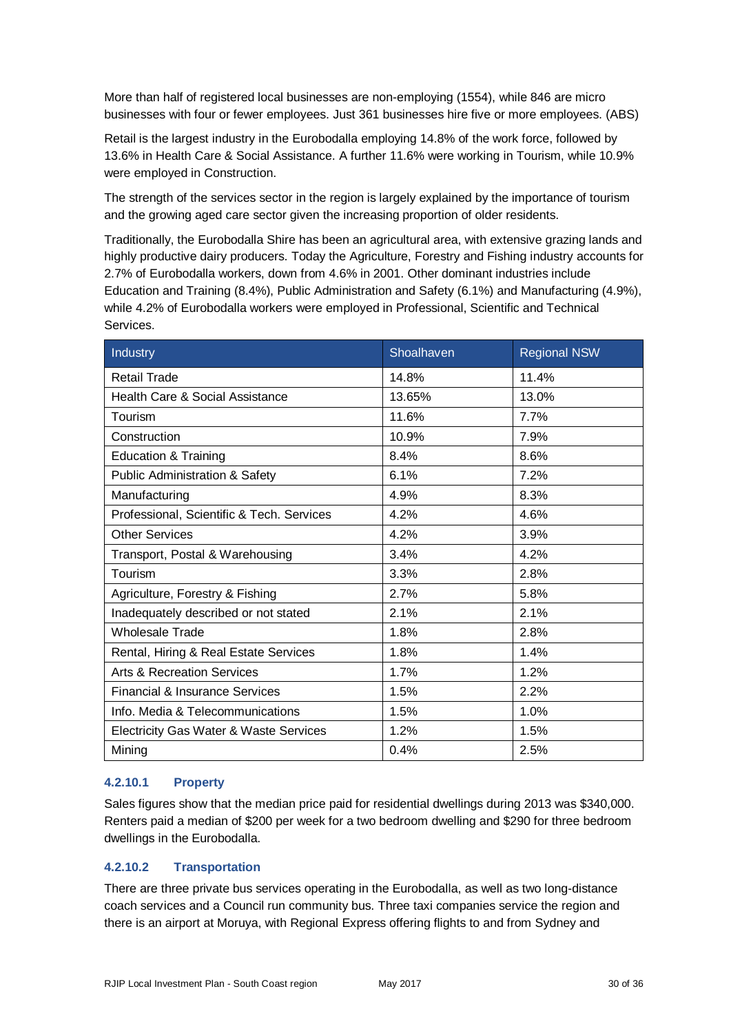More than half of registered local businesses are non-employing (1554), while 846 are micro businesses with four or fewer employees. Just 361 businesses hire five or more employees. (ABS)

Retail is the largest industry in the Eurobodalla employing 14.8% of the work force, followed by 13.6% in Health Care & Social Assistance. A further 11.6% were working in Tourism, while 10.9% were employed in Construction.

The strength of the services sector in the region is largely explained by the importance of tourism and the growing aged care sector given the increasing proportion of older residents.

Traditionally, the Eurobodalla Shire has been an agricultural area, with extensive grazing lands and highly productive dairy producers. Today the Agriculture, Forestry and Fishing industry accounts for 2.7% of Eurobodalla workers, down from 4.6% in 2001. Other dominant industries include Education and Training (8.4%), Public Administration and Safety (6.1%) and Manufacturing (4.9%), while 4.2% of Eurobodalla workers were employed in Professional, Scientific and Technical Services.

| Industry | Shoalhaven | Regional NSW |
|---|---|---|
| Retail Trade | 14.8% | 11.4% |
| Health Care & Social Assistance | 13.65% | 13.0% |
| Tourism | 11.6% | 7.7% |
| Construction | 10.9% | 7.9% |
| Education & Training | 8.4% | 8.6% |
| Public Administration & Safety | 6.1% | 7.2% |
| Manufacturing | 4.9% | 8.3% |
| Professional, Scientific & Tech. Services | 4.2% | 4.6% |
| Other Services | 4.2% | 3.9% |
| Transport, Postal & Warehousing | 3.4% | 4.2% |
| Tourism | 3.3% | 2.8% |
| Agriculture, Forestry & Fishing | 2.7% | 5.8% |
| Inadequately described or not stated | 2.1% | 2.1% |
| Wholesale Trade | 1.8% | 2.8% |
| Rental, Hiring & Real Estate Services | 1.8% | 1.4% |
| Arts & Recreation Services | 1.7% | 1.2% |
| Financial & Insurance Services | 1.5% | 2.2% |
| Info. Media & Telecommunications | 1.5% | 1.0% |
| Electricity Gas Water & Waste Services | 1.2% | 1.5% |
| Mining | 0.4% | 2.5% |

#### 4.2.10.1 Property

Sales figures show that the median price paid for residential dwellings during 2013 was $340,000. Renters paid a median of $200 per week for a two bedroom dwelling and $290 for three bedroom dwellings in the Eurobodalla.

#### 4.2.10.2 Transportation

There are three private bus services operating in the Eurobodalla, as well as two long-distance coach services and a Council run community bus. Three taxi companies service the region and there is an airport at Moruya, with Regional Express offering flights to and from Sydney and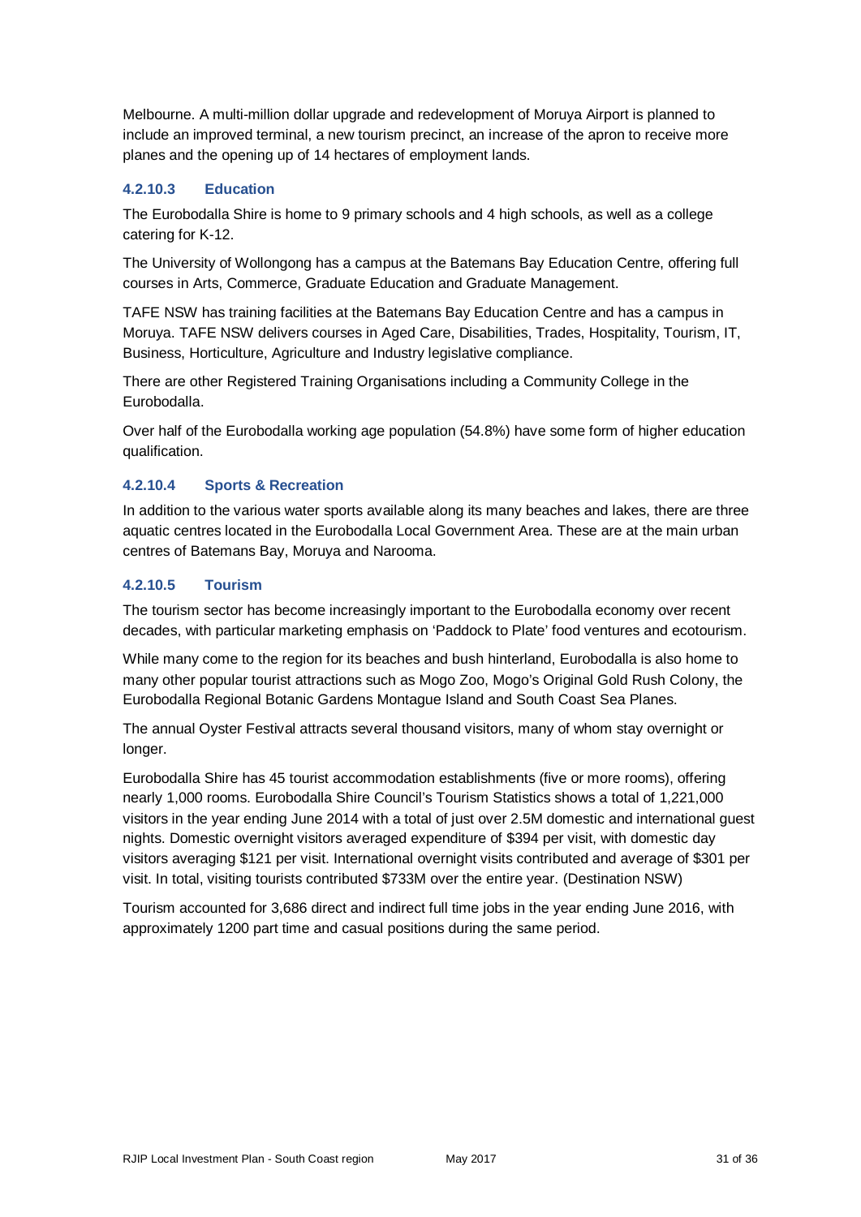Melbourne. A multi-million dollar upgrade and redevelopment of Moruya Airport is planned to include an improved terminal, a new tourism precinct, an increase of the apron to receive more planes and the opening up of 14 hectares of employment lands.

#### 4.2.10.3 Education

The Eurobodalla Shire is home to 9 primary schools and 4 high schools, as well as a college catering for K-12.

The University of Wollongong has a campus at the Batemans Bay Education Centre, offering full courses in Arts, Commerce, Graduate Education and Graduate Management.

TAFE NSW has training facilities at the Batemans Bay Education Centre and has a campus in Moruya. TAFE NSW delivers courses in Aged Care, Disabilities, Trades, Hospitality, Tourism, IT, Business, Horticulture, Agriculture and Industry legislative compliance.

There are other Registered Training Organisations including a Community College in the Eurobodalla.

Over half of the Eurobodalla working age population (54.8%) have some form of higher education qualification.

#### 4.2.10.4 Sports & Recreation

In addition to the various water sports available along its many beaches and lakes, there are three aquatic centres located in the Eurobodalla Local Government Area. These are at the main urban centres of Batemans Bay, Moruya and Narooma.

#### 4.2.10.5 Tourism

The tourism sector has become increasingly important to the Eurobodalla economy over recent decades, with particular marketing emphasis on 'Paddock to Plate' food ventures and ecotourism.

While many come to the region for its beaches and bush hinterland, Eurobodalla is also home to many other popular tourist attractions such as Mogo Zoo, Mogo's Original Gold Rush Colony, the Eurobodalla Regional Botanic Gardens Montague Island and South Coast Sea Planes.

The annual Oyster Festival attracts several thousand visitors, many of whom stay overnight or longer.

Eurobodalla Shire has 45 tourist accommodation establishments (five or more rooms), offering nearly 1,000 rooms. Eurobodalla Shire Council's Tourism Statistics shows a total of 1,221,000 visitors in the year ending June 2014 with a total of just over 2.5M domestic and international guest nights. Domestic overnight visitors averaged expenditure of $394 per visit, with domestic day visitors averaging $121 per visit. International overnight visits contributed and average of $301 per visit. In total, visiting tourists contributed $733M over the entire year. (Destination NSW)

Tourism accounted for 3,686 direct and indirect full time jobs in the year ending June 2016, with approximately 1200 part time and casual positions during the same period.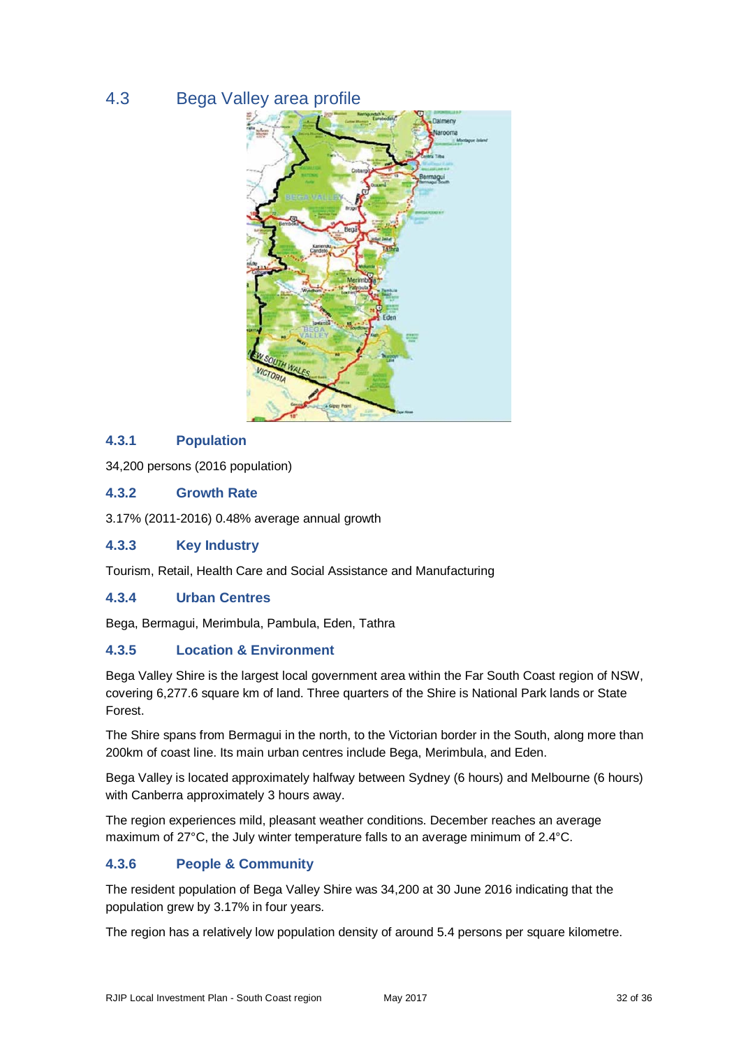## 4.3 Bega Valley area profile

### 4.3.1 Population

34,200 persons (2016 population)

### 4.3.2 Growth Rate

3.17% (2011-2016) 0.48% average annual growth

### 4.3.3 Key Industry

Tourism, Retail, Health Care and Social Assistance and Manufacturing

### 4.3.4 Urban Centres

Bega, Bermagui, Merimbula, Pambula, Eden, Tathra

### 4.3.5 Location & Environment

Bega Valley Shire is the largest local government area within the Far South Coast region of NSW, covering 6,277.6 square km of land. Three quarters of the Shire is National Park lands or State Forest.

The Shire spans from Bermagui in the north, to the Victorian border in the South, along more than 200km of coast line. Its main urban centres include Bega, Merimbula, and Eden.

Bega Valley is located approximately halfway between Sydney (6 hours) and Melbourne (6 hours) with Canberra approximately 3 hours away.

The region experiences mild, pleasant weather conditions. December reaches an average maximum of 27°C, the July winter temperature falls to an average minimum of 2.4°C.

### 4.3.6 People & Community

The resident population of Bega Valley Shire was 34,200 at 30 June 2016 indicating that the population grew by 3.17% in four years.

The region has a relatively low population density of around 5.4 persons per square kilometre.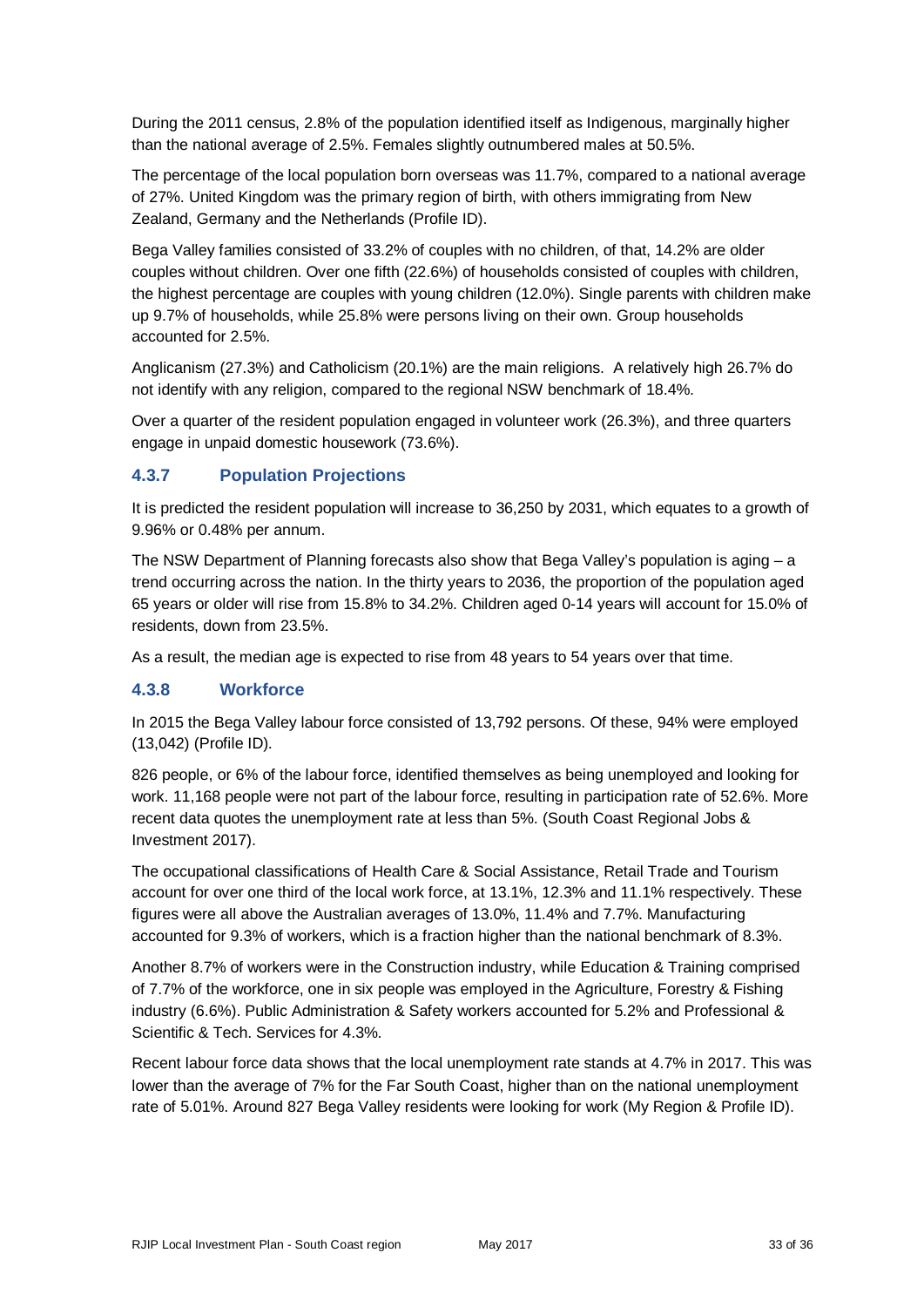During the 2011 census, 2.8% of the population identified itself as Indigenous, marginally higher than the national average of 2.5%. Females slightly outnumbered males at 50.5%.

The percentage of the local population born overseas was 11.7%, compared to a national average of 27%. United Kingdom was the primary region of birth, with others immigrating from New Zealand, Germany and the Netherlands (Profile ID).

Bega Valley families consisted of 33.2% of couples with no children, of that, 14.2% are older couples without children. Over one fifth (22.6%) of households consisted of couples with children, the highest percentage are couples with young children (12.0%). Single parents with children make up 9.7% of households, while 25.8% were persons living on their own. Group households accounted for 2.5%.

Anglicanism (27.3%) and Catholicism (20.1%) are the main religions. A relatively high 26.7% do not identify with any religion, compared to the regional NSW benchmark of 18.4%.

Over a quarter of the resident population engaged in volunteer work (26.3%), and three quarters engage in unpaid domestic housework (73.6%).

### 4.3.7 Population Projections

It is predicted the resident population will increase to 36,250 by 2031, which equates to a growth of 9.96% or 0.48% per annum.

The NSW Department of Planning forecasts also show that Bega Valley's population is aging – a trend occurring across the nation. In the thirty years to 2036, the proportion of the population aged 65 years or older will rise from 15.8% to 34.2%. Children aged 0-14 years will account for 15.0% of residents, down from 23.5%.

As a result, the median age is expected to rise from 48 years to 54 years over that time.

### 4.3.8 Workforce

In 2015 the Bega Valley labour force consisted of 13,792 persons. Of these, 94% were employed (13,042) (Profile ID).

826 people, or 6% of the labour force, identified themselves as being unemployed and looking for work. 11,168 people were not part of the labour force, resulting in participation rate of 52.6%. More recent data quotes the unemployment rate at less than 5%. (South Coast Regional Jobs & Investment 2017).

The occupational classifications of Health Care & Social Assistance, Retail Trade and Tourism account for over one third of the local work force, at 13.1%, 12.3% and 11.1% respectively. These figures were all above the Australian averages of 13.0%, 11.4% and 7.7%. Manufacturing accounted for 9.3% of workers, which is a fraction higher than the national benchmark of 8.3%.

Another 8.7% of workers were in the Construction industry, while Education & Training comprised of 7.7% of the workforce, one in six people was employed in the Agriculture, Forestry & Fishing industry (6.6%). Public Administration & Safety workers accounted for 5.2% and Professional & Scientific & Tech. Services for 4.3%.

Recent labour force data shows that the local unemployment rate stands at 4.7% in 2017. This was lower than the average of 7% for the Far South Coast, higher than on the national unemployment rate of 5.01%. Around 827 Bega Valley residents were looking for work (My Region & Profile ID).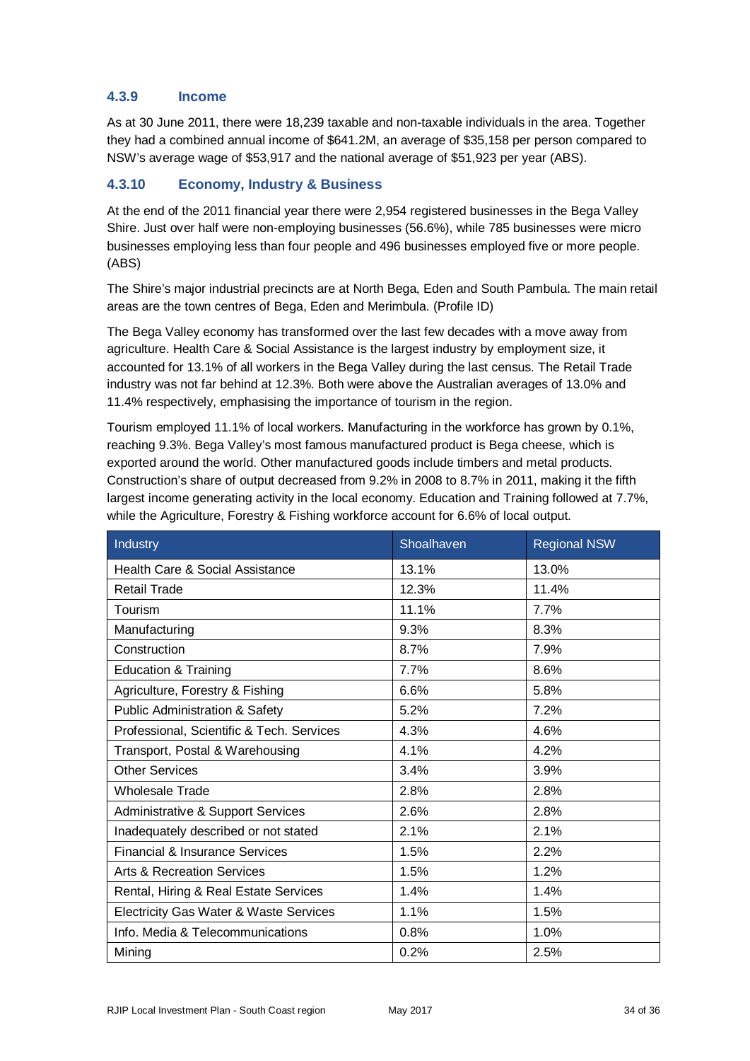### 4.3.9 Income

As at 30 June 2011, there were 18,239 taxable and non-taxable individuals in the area. Together they had a combined annual income of $641.2M, an average of $35,158 per person compared to NSW's average wage of $53,917 and the national average of $51,923 per year (ABS).

### 4.3.10 Economy, Industry & Business

At the end of the 2011 financial year there were 2,954 registered businesses in the Bega Valley Shire. Just over half were non-employing businesses (56.6%), while 785 businesses were micro businesses employing less than four people and 496 businesses employed five or more people. (ABS)

The Shire's major industrial precincts are at North Bega, Eden and South Pambula. The main retail areas are the town centres of Bega, Eden and Merimbula. (Profile ID)

The Bega Valley economy has transformed over the last few decades with a move away from agriculture. Health Care & Social Assistance is the largest industry by employment size, it accounted for 13.1% of all workers in the Bega Valley during the last census. The Retail Trade industry was not far behind at 12.3%. Both were above the Australian averages of 13.0% and 11.4% respectively, emphasising the importance of tourism in the region.

Tourism employed 11.1% of local workers. Manufacturing in the workforce has grown by 0.1%, reaching 9.3%. Bega Valley's most famous manufactured product is Bega cheese, which is exported around the world. Other manufactured goods include timbers and metal products. Construction's share of output decreased from 9.2% in 2008 to 8.7% in 2011, making it the fifth largest income generating activity in the local economy. Education and Training followed at 7.7%, while the Agriculture, Forestry & Fishing workforce account for 6.6% of local output.

| Industry | Shoalhaven | Regional NSW |
|---|---|---|
| Health Care & Social Assistance | 13.1% | 13.0% |
| Retail Trade | 12.3% | 11.4% |
| Tourism | 11.1% | 7.7% |
| Manufacturing | 9.3% | 8.3% |
| Construction | 8.7% | 7.9% |
| Education & Training | 7.7% | 8.6% |
| Agriculture, Forestry & Fishing | 6.6% | 5.8% |
| Public Administration & Safety | 5.2% | 7.2% |
| Professional, Scientific & Tech. Services | 4.3% | 4.6% |
| Transport, Postal & Warehousing | 4.1% | 4.2% |
| Other Services | 3.4% | 3.9% |
| Wholesale Trade | 2.8% | 2.8% |
| Administrative & Support Services | 2.6% | 2.8% |
| Inadequately described or not stated | 2.1% | 2.1% |
| Financial & Insurance Services | 1.5% | 2.2% |
| Arts & Recreation Services | 1.5% | 1.2% |
| Rental, Hiring & Real Estate Services | 1.4% | 1.4% |
| Electricity Gas Water & Waste Services | 1.1% | 1.5% |
| Info. Media & Telecommunications | 0.8% | 1.0% |
| Mining | 0.2% | 2.5% |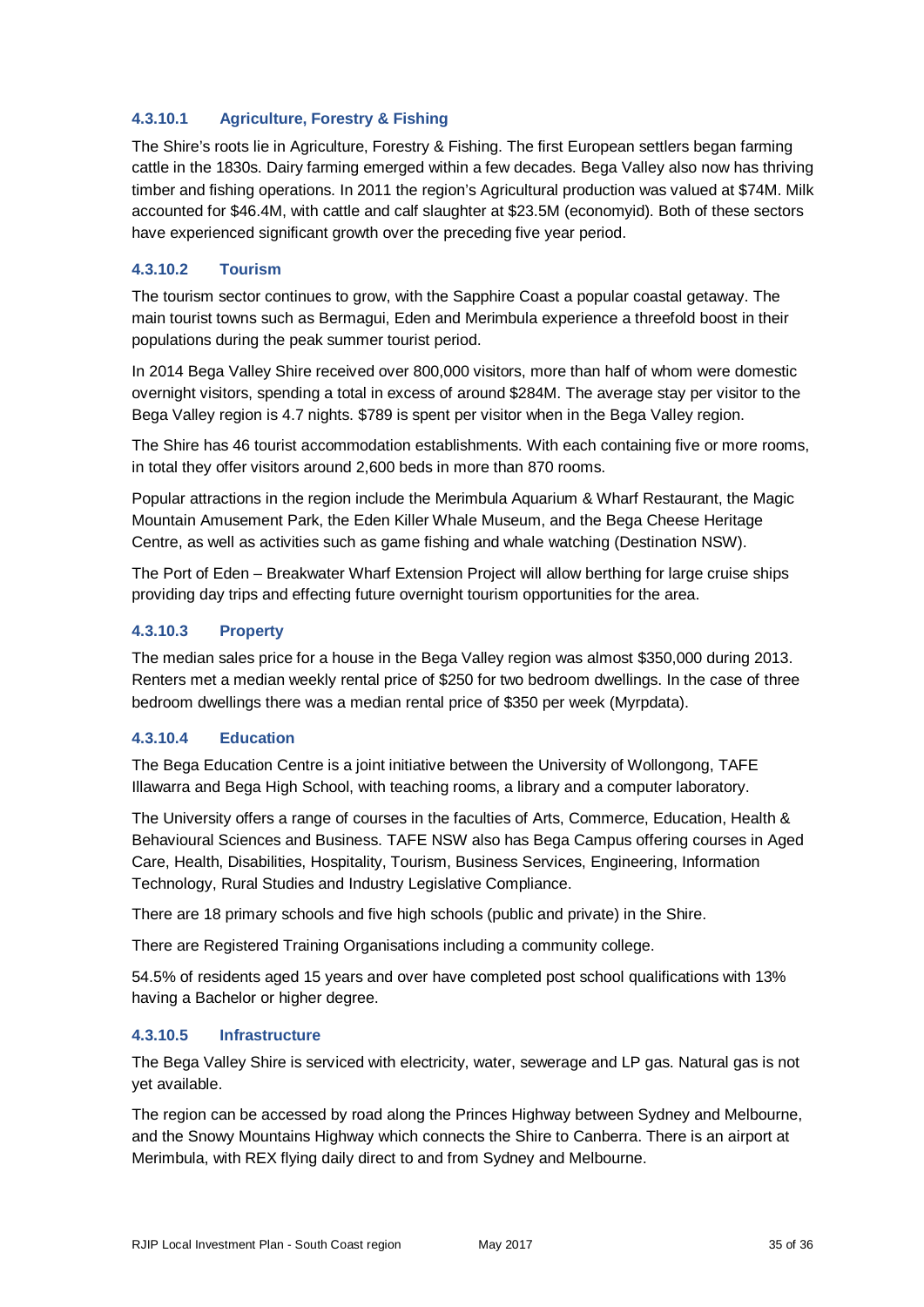#### 4.3.10.1 Agriculture, Forestry & Fishing

The Shire's roots lie in Agriculture, Forestry & Fishing. The first European settlers began farming cattle in the 1830s. Dairy farming emerged within a few decades. Bega Valley also now has thriving timber and fishing operations. In 2011 the region's Agricultural production was valued at $74M. Milk accounted for $46.4M, with cattle and calf slaughter at $23.5M (economyid). Both of these sectors have experienced significant growth over the preceding five year period.

#### 4.3.10.2 Tourism

The tourism sector continues to grow, with the Sapphire Coast a popular coastal getaway. The main tourist towns such as Bermagui, Eden and Merimbula experience a threefold boost in their populations during the peak summer tourist period.

In 2014 Bega Valley Shire received over 800,000 visitors, more than half of whom were domestic overnight visitors, spending a total in excess of around $284M. The average stay per visitor to the Bega Valley region is 4.7 nights. $789 is spent per visitor when in the Bega Valley region.

The Shire has 46 tourist accommodation establishments. With each containing five or more rooms, in total they offer visitors around 2,600 beds in more than 870 rooms.

Popular attractions in the region include the Merimbula Aquarium & Wharf Restaurant, the Magic Mountain Amusement Park, the Eden Killer Whale Museum, and the Bega Cheese Heritage Centre, as well as activities such as game fishing and whale watching (Destination NSW).

The Port of Eden – Breakwater Wharf Extension Project will allow berthing for large cruise ships providing day trips and effecting future overnight tourism opportunities for the area.

#### 4.3.10.3 Property

The median sales price for a house in the Bega Valley region was almost $350,000 during 2013. Renters met a median weekly rental price of $250 for two bedroom dwellings. In the case of three bedroom dwellings there was a median rental price of $350 per week (Myrpdata).

#### 4.3.10.4 Education

The Bega Education Centre is a joint initiative between the University of Wollongong, TAFE Illawarra and Bega High School, with teaching rooms, a library and a computer laboratory.

The University offers a range of courses in the faculties of Arts, Commerce, Education, Health & Behavioural Sciences and Business. TAFE NSW also has Bega Campus offering courses in Aged Care, Health, Disabilities, Hospitality, Tourism, Business Services, Engineering, Information Technology, Rural Studies and Industry Legislative Compliance.

There are 18 primary schools and five high schools (public and private) in the Shire.

There are Registered Training Organisations including a community college.

54.5% of residents aged 15 years and over have completed post school qualifications with 13% having a Bachelor or higher degree.

#### 4.3.10.5 Infrastructure

The Bega Valley Shire is serviced with electricity, water, sewerage and LP gas. Natural gas is not yet available.

The region can be accessed by road along the Princes Highway between Sydney and Melbourne, and the Snowy Mountains Highway which connects the Shire to Canberra. There is an airport at Merimbula, with REX flying daily direct to and from Sydney and Melbourne.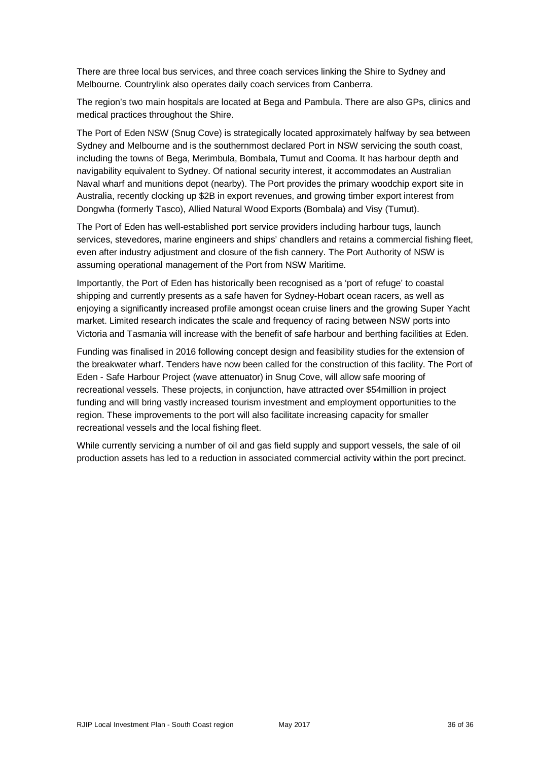There are three local bus services, and three coach services linking the Shire to Sydney and Melbourne. Countrylink also operates daily coach services from Canberra.

The region's two main hospitals are located at Bega and Pambula. There are also GPs, clinics and medical practices throughout the Shire.

The Port of Eden NSW (Snug Cove) is strategically located approximately halfway by sea between Sydney and Melbourne and is the southernmost declared Port in NSW servicing the south coast, including the towns of Bega, Merimbula, Bombala, Tumut and Cooma. It has harbour depth and navigability equivalent to Sydney. Of national security interest, it accommodates an Australian Naval wharf and munitions depot (nearby). The Port provides the primary woodchip export site in Australia, recently clocking up $2B in export revenues, and growing timber export interest from Dongwha (formerly Tasco), Allied Natural Wood Exports (Bombala) and Visy (Tumut).

The Port of Eden has well-established port service providers including harbour tugs, launch services, stevedores, marine engineers and ships' chandlers and retains a commercial fishing fleet, even after industry adjustment and closure of the fish cannery. The Port Authority of NSW is assuming operational management of the Port from NSW Maritime.

Importantly, the Port of Eden has historically been recognised as a 'port of refuge' to coastal shipping and currently presents as a safe haven for Sydney-Hobart ocean racers, as well as enjoying a significantly increased profile amongst ocean cruise liners and the growing Super Yacht market. Limited research indicates the scale and frequency of racing between NSW ports into Victoria and Tasmania will increase with the benefit of safe harbour and berthing facilities at Eden.

Funding was finalised in 2016 following concept design and feasibility studies for the extension of the breakwater wharf. Tenders have now been called for the construction of this facility. The Port of Eden - Safe Harbour Project (wave attenuator) in Snug Cove, will allow safe mooring of recreational vessels. These projects, in conjunction, have attracted over $54million in project funding and will bring vastly increased tourism investment and employment opportunities to the region. These improvements to the port will also facilitate increasing capacity for smaller recreational vessels and the local fishing fleet.

While currently servicing a number of oil and gas field supply and support vessels, the sale of oil production assets has led to a reduction in associated commercial activity within the port precinct.